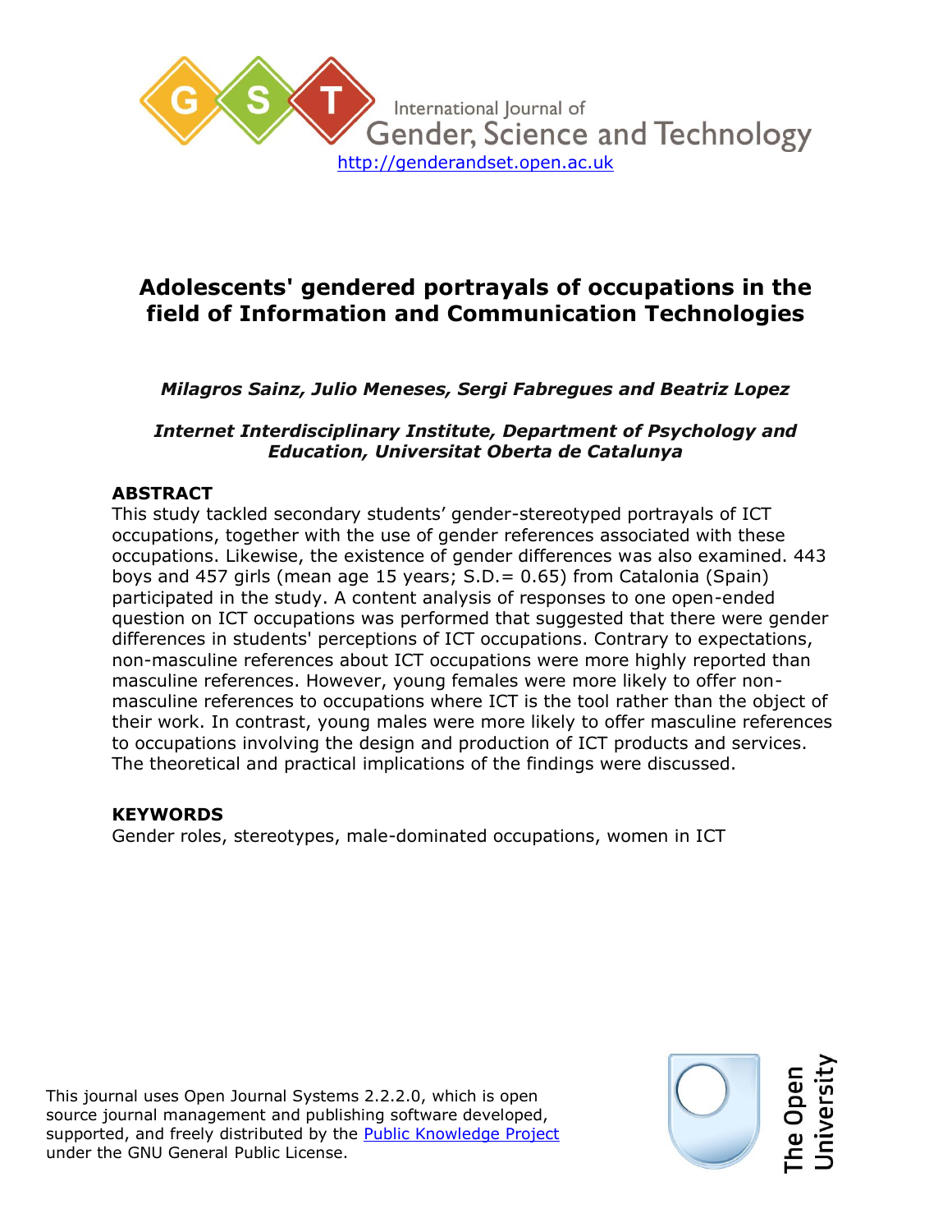International Journal of Gender, Science and Technology

http://genderandset.open.ac.uk

# Adolescents' gendered portrayals of occupations in the field of Information and Communication Technologies

***Milagros Sainz, Julio Meneses, Sergi Fabregues and Beatriz Lopez***

***Internet Interdisciplinary Institute, Department of Psychology and Education, Universitat Oberta de Catalunya***

## ABSTRACT

This study tackled secondary students' gender-stereotyped portrayals of ICT occupations, together with the use of gender references associated with these occupations. Likewise, the existence of gender differences was also examined. 443 boys and 457 girls (mean age 15 years; S.D.= 0.65) from Catalonia (Spain) participated in the study. A content analysis of responses to one open-ended question on ICT occupations was performed that suggested that there were gender differences in students' perceptions of ICT occupations. Contrary to expectations, non-masculine references about ICT occupations were more highly reported than masculine references. However, young females were more likely to offer non-masculine references to occupations where ICT is the tool rather than the object of their work. In contrast, young males were more likely to offer masculine references to occupations involving the design and production of ICT products and services. The theoretical and practical implications of the findings were discussed.

## KEYWORDS

Gender roles, stereotypes, male-dominated occupations, women in ICT

This journal uses Open Journal Systems 2.2.2.0, which is open source journal management and publishing software developed, supported, and freely distributed by the Public Knowledge Project under the GNU General Public License.

The Open University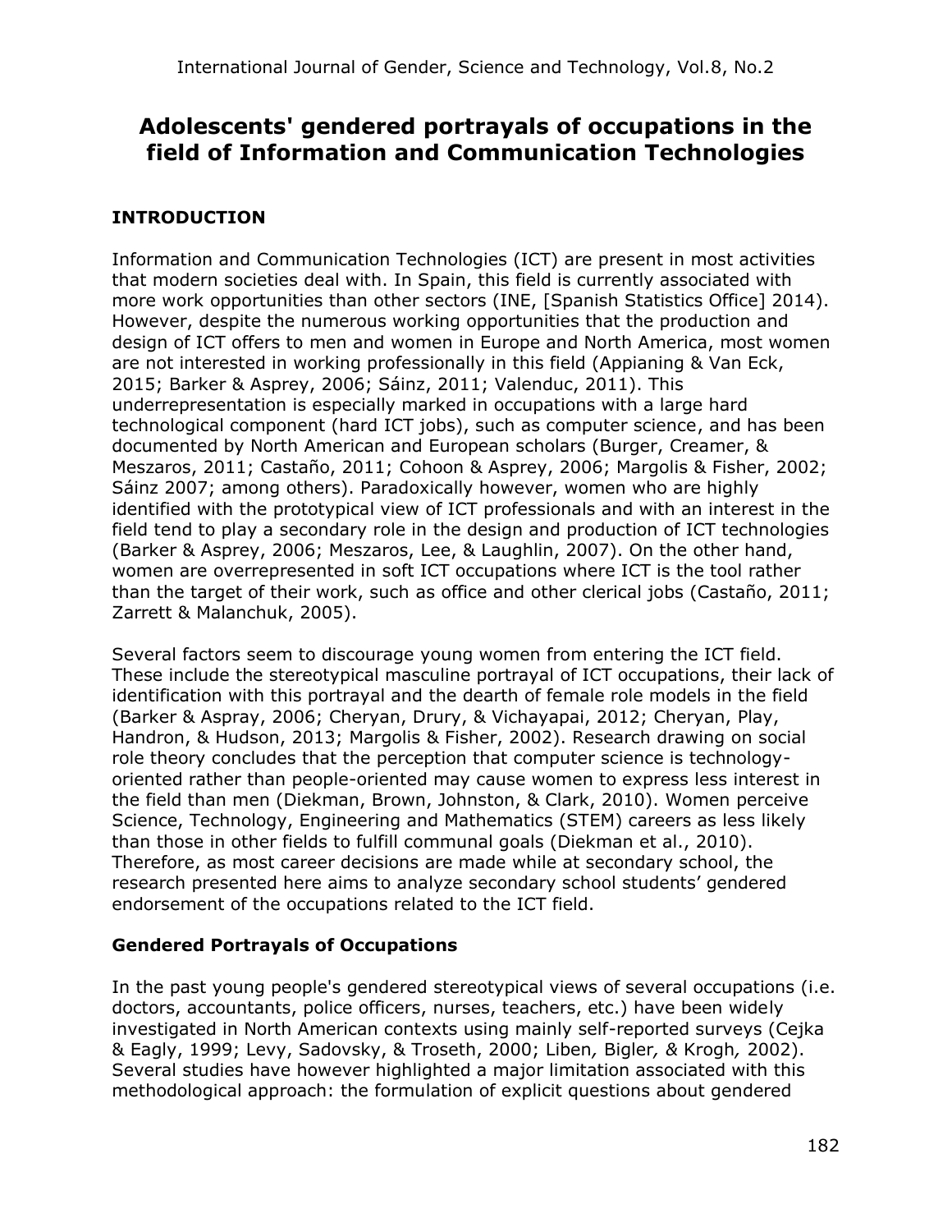# Adolescents' gendered portrayals of occupations in the field of Information and Communication Technologies

## INTRODUCTION

Information and Communication Technologies (ICT) are present in most activities that modern societies deal with. In Spain, this field is currently associated with more work opportunities than other sectors (INE, [Spanish Statistics Office] 2014). However, despite the numerous working opportunities that the production and design of ICT offers to men and women in Europe and North America, most women are not interested in working professionally in this field (Appianing & Van Eck, 2015; Barker & Asprey, 2006; Sáinz, 2011; Valenduc, 2011). This underrepresentation is especially marked in occupations with a large hard technological component (hard ICT jobs), such as computer science, and has been documented by North American and European scholars (Burger, Creamer, & Meszaros, 2011; Castaño, 2011; Cohoon & Asprey, 2006; Margolis & Fisher, 2002; Sáinz 2007; among others). Paradoxically however, women who are highly identified with the prototypical view of ICT professionals and with an interest in the field tend to play a secondary role in the design and production of ICT technologies (Barker & Asprey, 2006; Meszaros, Lee, & Laughlin, 2007). On the other hand, women are overrepresented in soft ICT occupations where ICT is the tool rather than the target of their work, such as office and other clerical jobs (Castaño, 2011; Zarrett & Malanchuk, 2005).

Several factors seem to discourage young women from entering the ICT field. These include the stereotypical masculine portrayal of ICT occupations, their lack of identification with this portrayal and the dearth of female role models in the field (Barker & Aspray, 2006; Cheryan, Drury, & Vichayapai, 2012; Cheryan, Play, Handron, & Hudson, 2013; Margolis & Fisher, 2002). Research drawing on social role theory concludes that the perception that computer science is technology-oriented rather than people-oriented may cause women to express less interest in the field than men (Diekman, Brown, Johnston, & Clark, 2010). Women perceive Science, Technology, Engineering and Mathematics (STEM) careers as less likely than those in other fields to fulfill communal goals (Diekman et al., 2010). Therefore, as most career decisions are made while at secondary school, the research presented here aims to analyze secondary school students' gendered endorsement of the occupations related to the ICT field.

### Gendered Portrayals of Occupations

In the past young people's gendered stereotypical views of several occupations (i.e. doctors, accountants, police officers, nurses, teachers, etc.) have been widely investigated in North American contexts using mainly self-reported surveys (Cejka & Eagly, 1999; Levy, Sadovsky, & Troseth, 2000; Liben*,* Bigler*, &* Krogh*,* 2002). Several studies have however highlighted a major limitation associated with this methodological approach: the formulation of explicit questions about gendered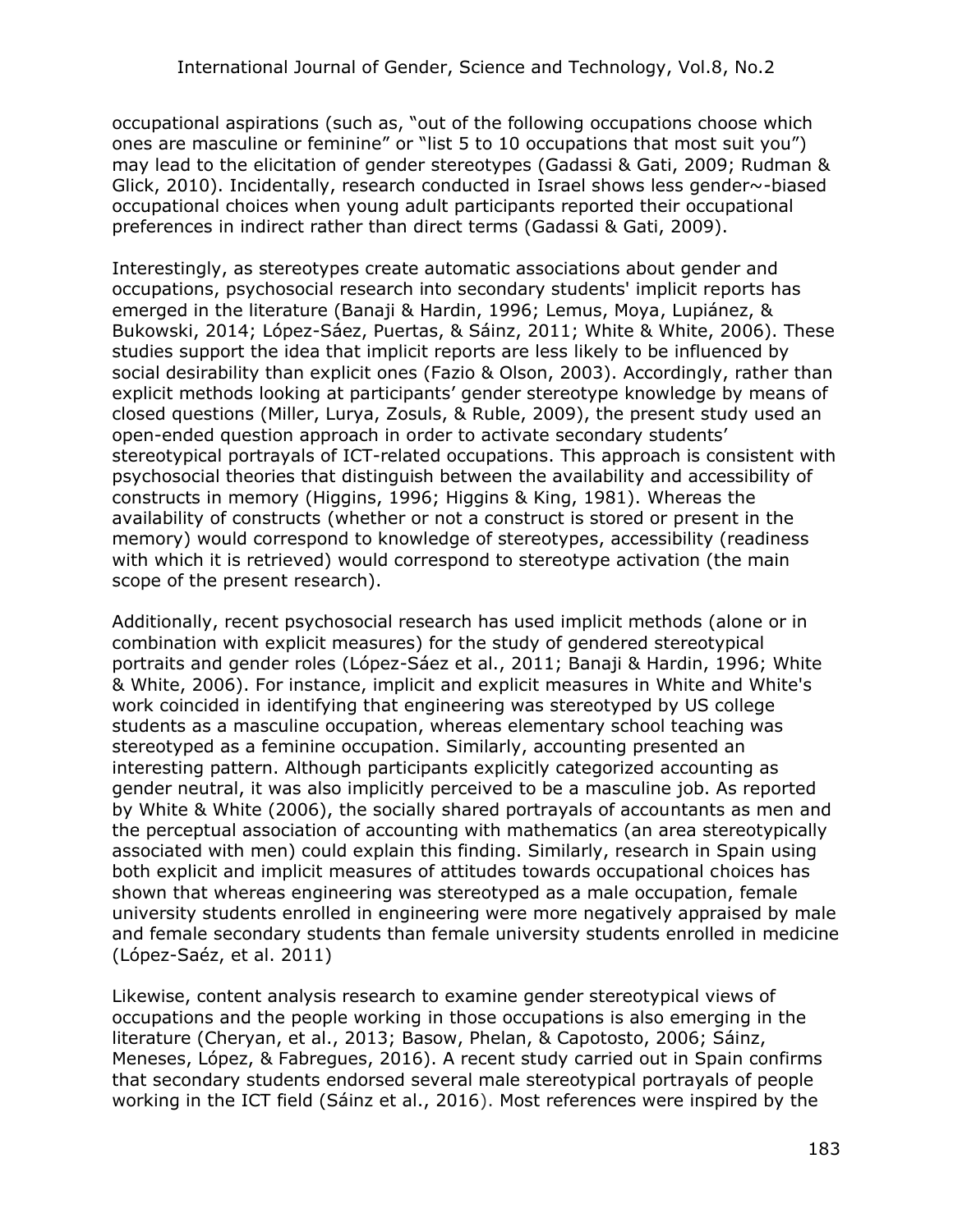occupational aspirations (such as, "out of the following occupations choose which ones are masculine or feminine" or "list 5 to 10 occupations that most suit you") may lead to the elicitation of gender stereotypes (Gadassi & Gati, 2009; Rudman & Glick, 2010). Incidentally, research conducted in Israel shows less gender~-biased occupational choices when young adult participants reported their occupational preferences in indirect rather than direct terms (Gadassi & Gati, 2009).

Interestingly, as stereotypes create automatic associations about gender and occupations, psychosocial research into secondary students' implicit reports has emerged in the literature (Banaji & Hardin, 1996; Lemus, Moya, Lupiánez, & Bukowski, 2014; López-Sáez, Puertas, & Sáinz, 2011; White & White, 2006). These studies support the idea that implicit reports are less likely to be influenced by social desirability than explicit ones (Fazio & Olson, 2003). Accordingly, rather than explicit methods looking at participants' gender stereotype knowledge by means of closed questions (Miller, Lurya, Zosuls, & Ruble, 2009), the present study used an open-ended question approach in order to activate secondary students' stereotypical portrayals of ICT-related occupations. This approach is consistent with psychosocial theories that distinguish between the availability and accessibility of constructs in memory (Higgins, 1996; Higgins & King, 1981). Whereas the availability of constructs (whether or not a construct is stored or present in the memory) would correspond to knowledge of stereotypes, accessibility (readiness with which it is retrieved) would correspond to stereotype activation (the main scope of the present research).

Additionally, recent psychosocial research has used implicit methods (alone or in combination with explicit measures) for the study of gendered stereotypical portraits and gender roles (López-Sáez et al., 2011; Banaji & Hardin, 1996; White & White, 2006). For instance, implicit and explicit measures in White and White's work coincided in identifying that engineering was stereotyped by US college students as a masculine occupation, whereas elementary school teaching was stereotyped as a feminine occupation. Similarly, accounting presented an interesting pattern. Although participants explicitly categorized accounting as gender neutral, it was also implicitly perceived to be a masculine job. As reported by White & White (2006), the socially shared portrayals of accountants as men and the perceptual association of accounting with mathematics (an area stereotypically associated with men) could explain this finding. Similarly, research in Spain using both explicit and implicit measures of attitudes towards occupational choices has shown that whereas engineering was stereotyped as a male occupation, female university students enrolled in engineering were more negatively appraised by male and female secondary students than female university students enrolled in medicine (López-Saéz, et al. 2011)

Likewise, content analysis research to examine gender stereotypical views of occupations and the people working in those occupations is also emerging in the literature (Cheryan, et al., 2013; Basow, Phelan, & Capotosto, 2006; Sáinz, Meneses, López, & Fabregues, 2016). A recent study carried out in Spain confirms that secondary students endorsed several male stereotypical portrayals of people working in the ICT field (Sáinz et al., 2016). Most references were inspired by the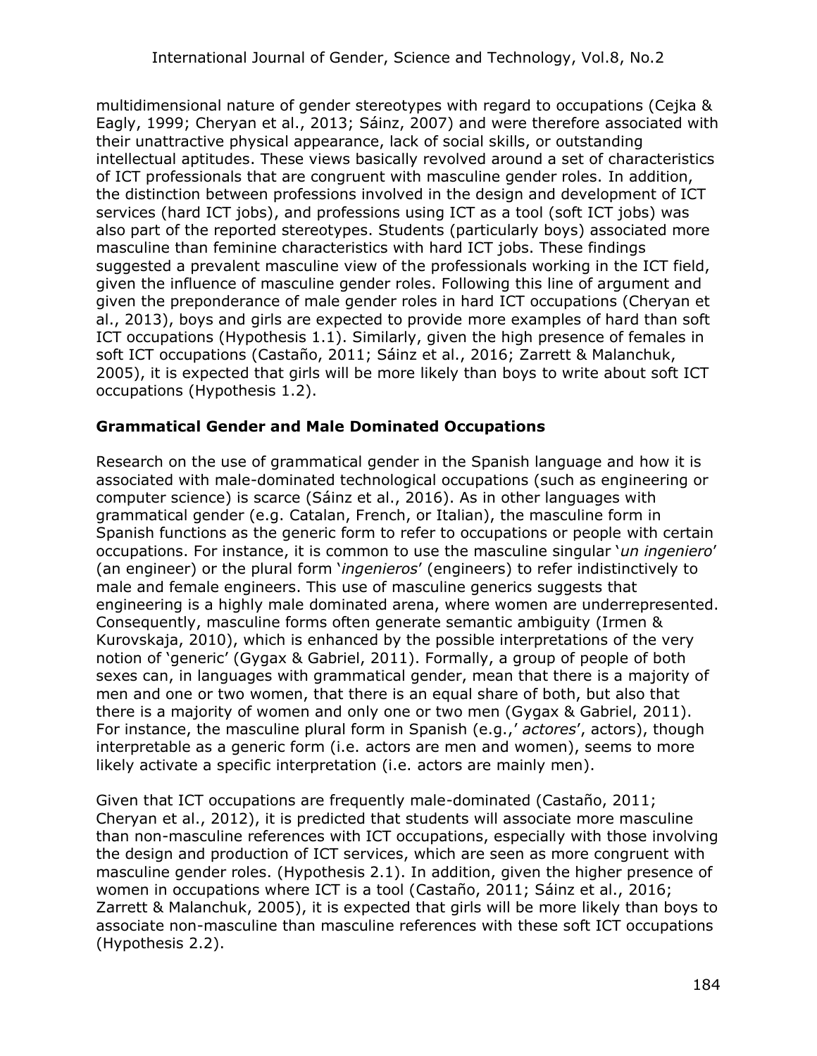multidimensional nature of gender stereotypes with regard to occupations (Cejka & Eagly, 1999; Cheryan et al., 2013; Sáinz, 2007) and were therefore associated with their unattractive physical appearance, lack of social skills, or outstanding intellectual aptitudes. These views basically revolved around a set of characteristics of ICT professionals that are congruent with masculine gender roles. In addition, the distinction between professions involved in the design and development of ICT services (hard ICT jobs), and professions using ICT as a tool (soft ICT jobs) was also part of the reported stereotypes. Students (particularly boys) associated more masculine than feminine characteristics with hard ICT jobs. These findings suggested a prevalent masculine view of the professionals working in the ICT field, given the influence of masculine gender roles. Following this line of argument and given the preponderance of male gender roles in hard ICT occupations (Cheryan et al., 2013), boys and girls are expected to provide more examples of hard than soft ICT occupations (Hypothesis 1.1). Similarly, given the high presence of females in soft ICT occupations (Castaño, 2011; Sáinz et al., 2016; Zarrett & Malanchuk, 2005), it is expected that girls will be more likely than boys to write about soft ICT occupations (Hypothesis 1.2).

## Grammatical Gender and Male Dominated Occupations

Research on the use of grammatical gender in the Spanish language and how it is associated with male-dominated technological occupations (such as engineering or computer science) is scarce (Sáinz et al., 2016). As in other languages with grammatical gender (e.g. Catalan, French, or Italian), the masculine form in Spanish functions as the generic form to refer to occupations or people with certain occupations. For instance, it is common to use the masculine singular '*un ingeniero*' (an engineer) or the plural form '*ingenieros*' (engineers) to refer indistinctively to male and female engineers. This use of masculine generics suggests that engineering is a highly male dominated arena, where women are underrepresented. Consequently, masculine forms often generate semantic ambiguity (Irmen & Kurovskaja, 2010), which is enhanced by the possible interpretations of the very notion of 'generic' (Gygax & Gabriel, 2011). Formally, a group of people of both sexes can, in languages with grammatical gender, mean that there is a majority of men and one or two women, that there is an equal share of both, but also that there is a majority of women and only one or two men (Gygax & Gabriel, 2011). For instance, the masculine plural form in Spanish (e.g.,' *actores*', actors), though interpretable as a generic form (i.e. actors are men and women), seems to more likely activate a specific interpretation (i.e. actors are mainly men).

Given that ICT occupations are frequently male-dominated (Castaño, 2011; Cheryan et al., 2012), it is predicted that students will associate more masculine than non-masculine references with ICT occupations, especially with those involving the design and production of ICT services, which are seen as more congruent with masculine gender roles. (Hypothesis 2.1). In addition, given the higher presence of women in occupations where ICT is a tool (Castaño, 2011; Sáinz et al., 2016; Zarrett & Malanchuk, 2005), it is expected that girls will be more likely than boys to associate non-masculine than masculine references with these soft ICT occupations (Hypothesis 2.2).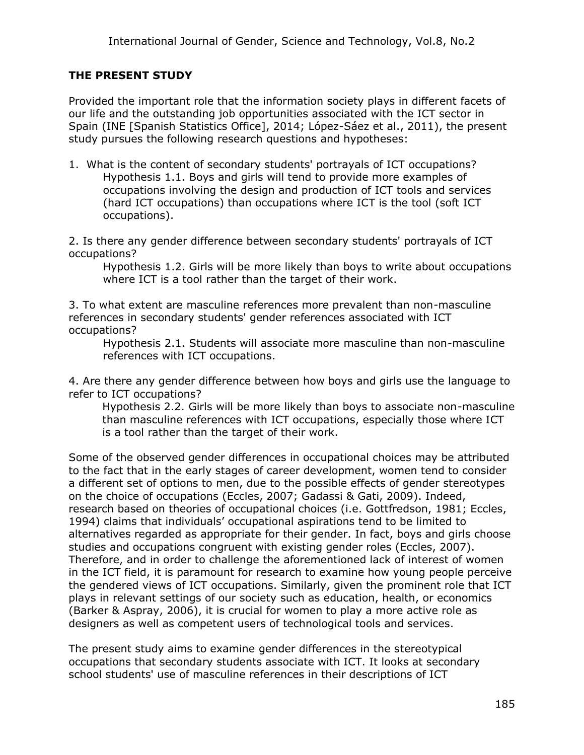## THE PRESENT STUDY

Provided the important role that the information society plays in different facets of our life and the outstanding job opportunities associated with the ICT sector in Spain (INE [Spanish Statistics Office], 2014; López-Sáez et al., 2011), the present study pursues the following research questions and hypotheses:

1. What is the content of secondary students' portrayals of ICT occupations?
   
   Hypothesis 1.1. Boys and girls will tend to provide more examples of occupations involving the design and production of ICT tools and services (hard ICT occupations) than occupations where ICT is the tool (soft ICT occupations).

2. Is there any gender difference between secondary students' portrayals of ICT occupations?
   
   Hypothesis 1.2. Girls will be more likely than boys to write about occupations where ICT is a tool rather than the target of their work.

3. To what extent are masculine references more prevalent than non-masculine references in secondary students' gender references associated with ICT occupations?
   
   Hypothesis 2.1. Students will associate more masculine than non-masculine references with ICT occupations.

4. Are there any gender difference between how boys and girls use the language to refer to ICT occupations?
   
   Hypothesis 2.2. Girls will be more likely than boys to associate non-masculine than masculine references with ICT occupations, especially those where ICT is a tool rather than the target of their work.

Some of the observed gender differences in occupational choices may be attributed to the fact that in the early stages of career development, women tend to consider a different set of options to men, due to the possible effects of gender stereotypes on the choice of occupations (Eccles, 2007; Gadassi & Gati, 2009). Indeed, research based on theories of occupational choices (i.e. Gottfredson, 1981; Eccles, 1994) claims that individuals' occupational aspirations tend to be limited to alternatives regarded as appropriate for their gender. In fact, boys and girls choose studies and occupations congruent with existing gender roles (Eccles, 2007). Therefore, and in order to challenge the aforementioned lack of interest of women in the ICT field, it is paramount for research to examine how young people perceive the gendered views of ICT occupations. Similarly, given the prominent role that ICT plays in relevant settings of our society such as education, health, or economics (Barker & Aspray, 2006), it is crucial for women to play a more active role as designers as well as competent users of technological tools and services.

The present study aims to examine gender differences in the stereotypical occupations that secondary students associate with ICT. It looks at secondary school students' use of masculine references in their descriptions of ICT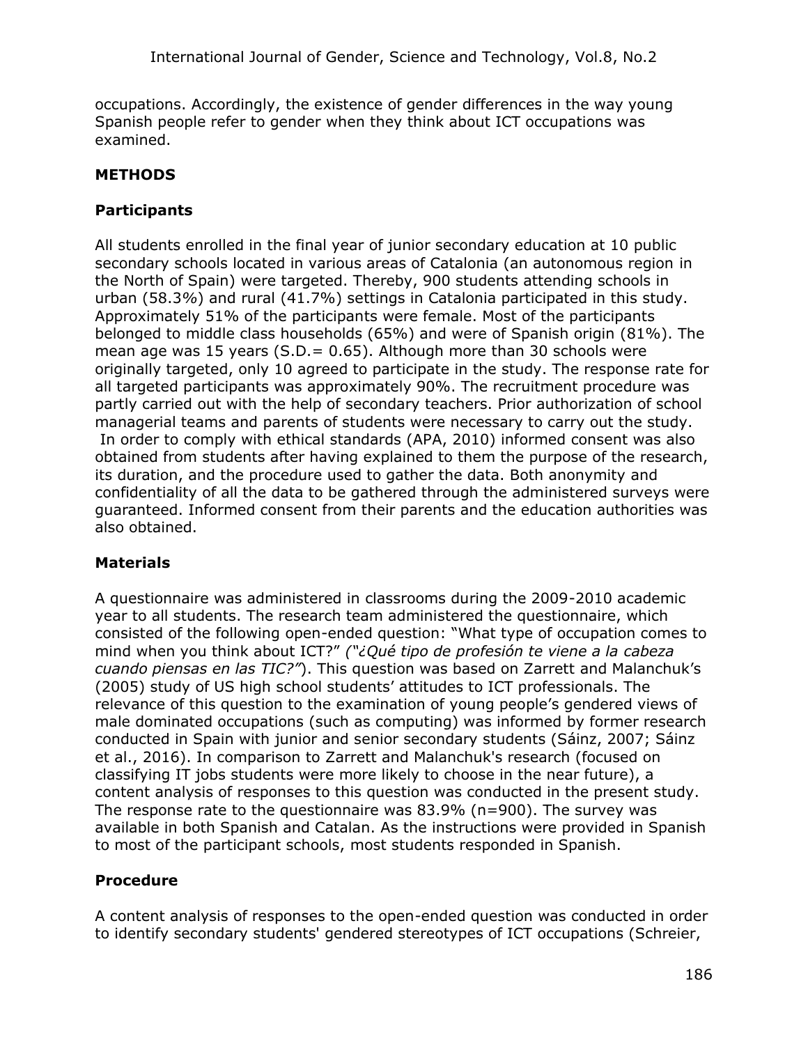occupations. Accordingly, the existence of gender differences in the way young Spanish people refer to gender when they think about ICT occupations was examined.

## METHODS

### Participants

All students enrolled in the final year of junior secondary education at 10 public secondary schools located in various areas of Catalonia (an autonomous region in the North of Spain) were targeted. Thereby, 900 students attending schools in urban (58.3%) and rural (41.7%) settings in Catalonia participated in this study. Approximately 51% of the participants were female. Most of the participants belonged to middle class households (65%) and were of Spanish origin (81%). The mean age was 15 years (S.D.= 0.65). Although more than 30 schools were originally targeted, only 10 agreed to participate in the study. The response rate for all targeted participants was approximately 90%. The recruitment procedure was partly carried out with the help of secondary teachers. Prior authorization of school managerial teams and parents of students were necessary to carry out the study. In order to comply with ethical standards (APA, 2010) informed consent was also obtained from students after having explained to them the purpose of the research, its duration, and the procedure used to gather the data. Both anonymity and confidentiality of all the data to be gathered through the administered surveys were guaranteed. Informed consent from their parents and the education authorities was also obtained.

### Materials

A questionnaire was administered in classrooms during the 2009-2010 academic year to all students. The research team administered the questionnaire, which consisted of the following open-ended question: "What type of occupation comes to mind when you think about ICT?" *("¿Qué tipo de profesión te viene a la cabeza cuando piensas en las TIC?"*). This question was based on Zarrett and Malanchuk's (2005) study of US high school students' attitudes to ICT professionals. The relevance of this question to the examination of young people's gendered views of male dominated occupations (such as computing) was informed by former research conducted in Spain with junior and senior secondary students (Sáinz, 2007; Sáinz et al., 2016). In comparison to Zarrett and Malanchuk's research (focused on classifying IT jobs students were more likely to choose in the near future), a content analysis of responses to this question was conducted in the present study. The response rate to the questionnaire was 83.9% (n=900). The survey was available in both Spanish and Catalan. As the instructions were provided in Spanish to most of the participant schools, most students responded in Spanish.

### Procedure

A content analysis of responses to the open-ended question was conducted in order to identify secondary students' gendered stereotypes of ICT occupations (Schreier,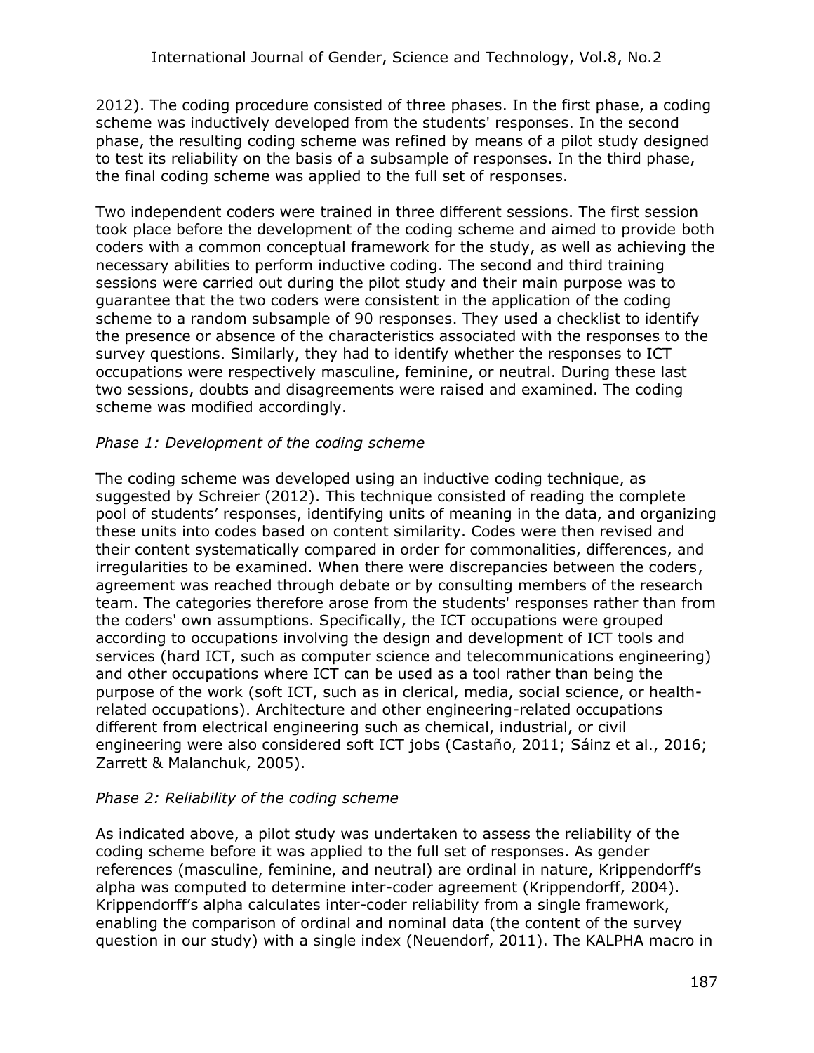2012). The coding procedure consisted of three phases. In the first phase, a coding scheme was inductively developed from the students' responses. In the second phase, the resulting coding scheme was refined by means of a pilot study designed to test its reliability on the basis of a subsample of responses. In the third phase, the final coding scheme was applied to the full set of responses.

Two independent coders were trained in three different sessions. The first session took place before the development of the coding scheme and aimed to provide both coders with a common conceptual framework for the study, as well as achieving the necessary abilities to perform inductive coding. The second and third training sessions were carried out during the pilot study and their main purpose was to guarantee that the two coders were consistent in the application of the coding scheme to a random subsample of 90 responses. They used a checklist to identify the presence or absence of the characteristics associated with the responses to the survey questions. Similarly, they had to identify whether the responses to ICT occupations were respectively masculine, feminine, or neutral. During these last two sessions, doubts and disagreements were raised and examined. The coding scheme was modified accordingly.

*Phase 1: Development of the coding scheme*

The coding scheme was developed using an inductive coding technique, as suggested by Schreier (2012). This technique consisted of reading the complete pool of students' responses, identifying units of meaning in the data, and organizing these units into codes based on content similarity. Codes were then revised and their content systematically compared in order for commonalities, differences, and irregularities to be examined. When there were discrepancies between the coders, agreement was reached through debate or by consulting members of the research team. The categories therefore arose from the students' responses rather than from the coders' own assumptions. Specifically, the ICT occupations were grouped according to occupations involving the design and development of ICT tools and services (hard ICT, such as computer science and telecommunications engineering) and other occupations where ICT can be used as a tool rather than being the purpose of the work (soft ICT, such as in clerical, media, social science, or health-related occupations). Architecture and other engineering-related occupations different from electrical engineering such as chemical, industrial, or civil engineering were also considered soft ICT jobs (Castaño, 2011; Sáinz et al., 2016; Zarrett & Malanchuk, 2005).

*Phase 2: Reliability of the coding scheme*

As indicated above, a pilot study was undertaken to assess the reliability of the coding scheme before it was applied to the full set of responses. As gender references (masculine, feminine, and neutral) are ordinal in nature, Krippendorff's alpha was computed to determine inter-coder agreement (Krippendorff, 2004). Krippendorff's alpha calculates inter-coder reliability from a single framework, enabling the comparison of ordinal and nominal data (the content of the survey question in our study) with a single index (Neuendorf, 2011). The KALPHA macro in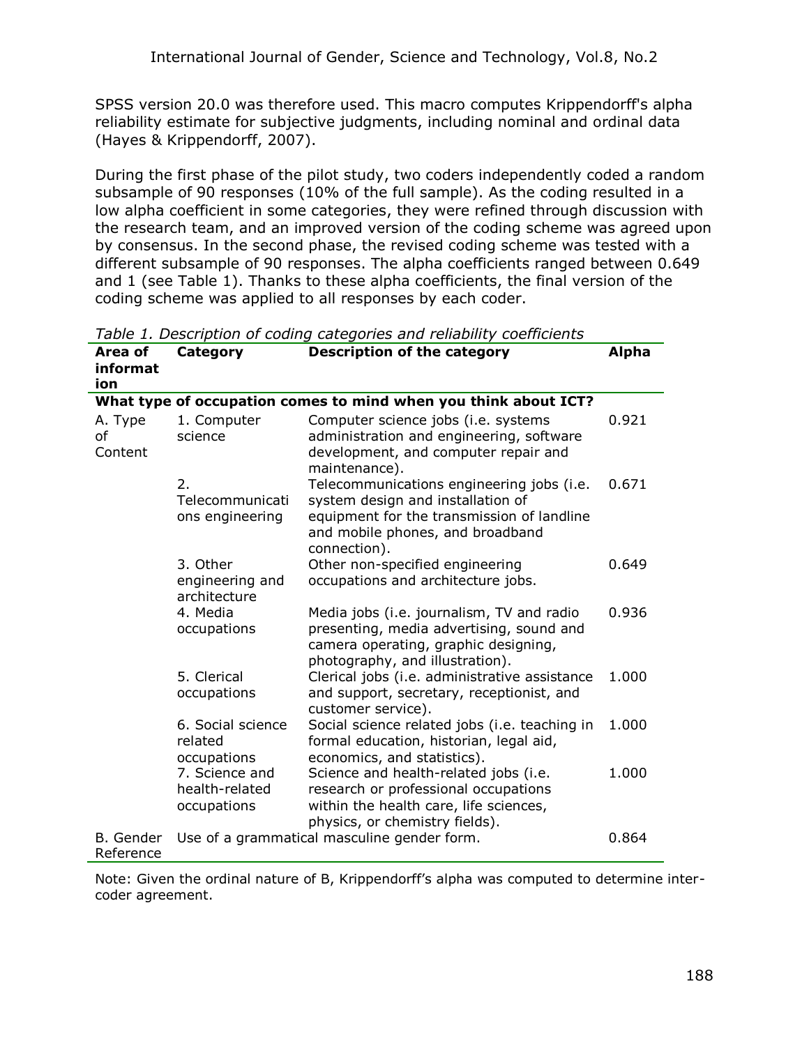SPSS version 20.0 was therefore used. This macro computes Krippendorff's alpha reliability estimate for subjective judgments, including nominal and ordinal data (Hayes & Krippendorff, 2007).

During the first phase of the pilot study, two coders independently coded a random subsample of 90 responses (10% of the full sample). As the coding resulted in a low alpha coefficient in some categories, they were refined through discussion with the research team, and an improved version of the coding scheme was agreed upon by consensus. In the second phase, the revised coding scheme was tested with a different subsample of 90 responses. The alpha coefficients ranged between 0.649 and 1 (see Table 1). Thanks to these alpha coefficients, the final version of the coding scheme was applied to all responses by each coder.

*Table 1. Description of coding categories and reliability coefficients*

| Area of information | Category | Description of the category | Alpha |
|---|---|---|---|
| **What type of occupation comes to mind when you think about ICT?** | | | |
| A. Type of Content | 1. Computer science | Computer science jobs (i.e. systems administration and engineering, software development, and computer repair and maintenance). | 0.921 |
| | 2. Telecommunications engineering | Telecommunications engineering jobs (i.e. system design and installation of equipment for the transmission of landline and mobile phones, and broadband connection). | 0.671 |
| | 3. Other engineering and architecture | Other non-specified engineering occupations and architecture jobs. | 0.649 |
| | 4. Media occupations | Media jobs (i.e. journalism, TV and radio presenting, media advertising, sound and camera operating, graphic designing, photography, and illustration). | 0.936 |
| | 5. Clerical occupations | Clerical jobs (i.e. administrative assistance and support, secretary, receptionist, and customer service). | 1.000 |
| | 6. Social science related occupations | Social science related jobs (i.e. teaching in formal education, historian, legal aid, economics, and statistics). | 1.000 |
| | 7. Science and health-related occupations | Science and health-related jobs (i.e. research or professional occupations within the health care, life sciences, physics, or chemistry fields). | 1.000 |
| B. Gender Reference | Use of a grammatical masculine gender form. | | 0.864 |

Note: Given the ordinal nature of B, Krippendorff's alpha was computed to determine inter-coder agreement.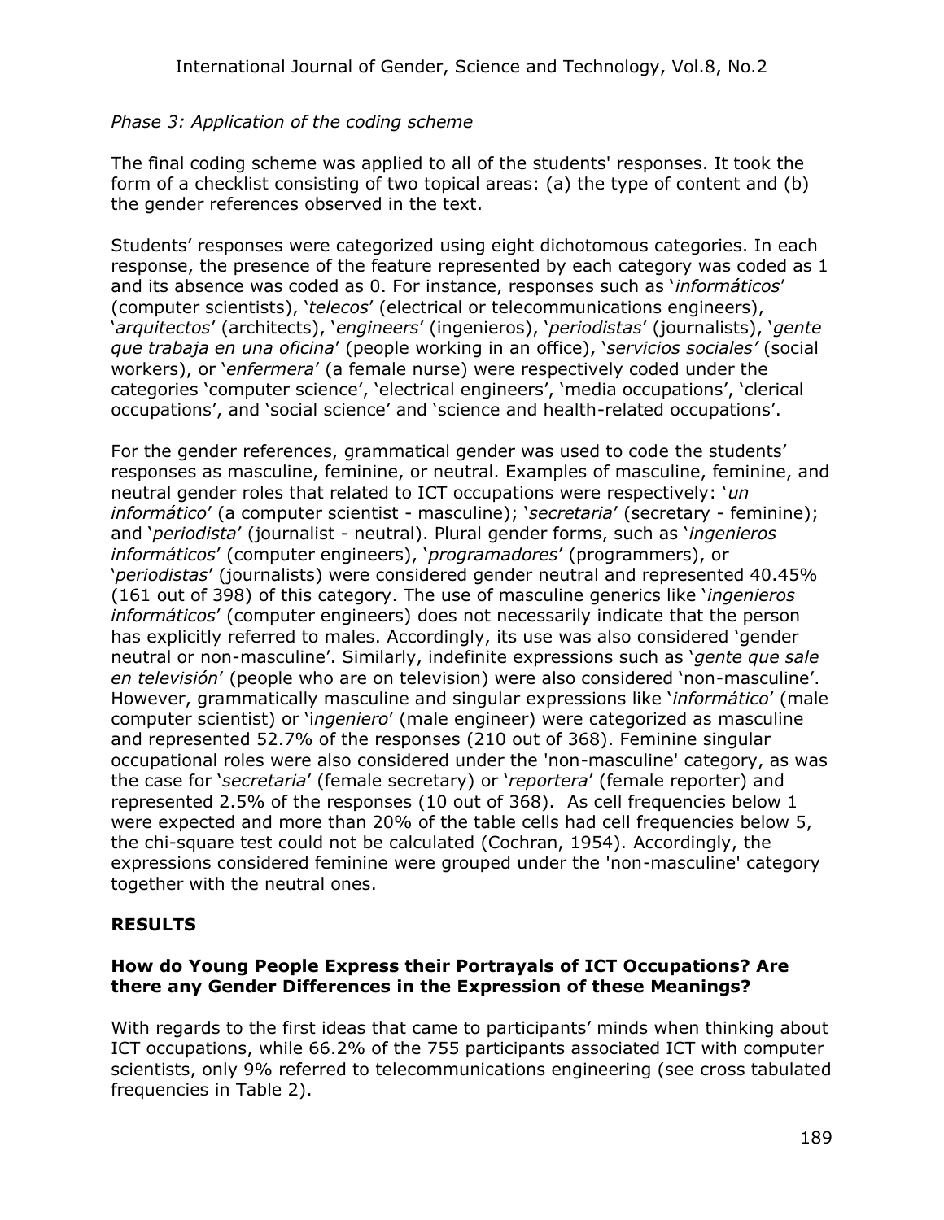*Phase 3: Application of the coding scheme*

The final coding scheme was applied to all of the students' responses. It took the form of a checklist consisting of two topical areas: (a) the type of content and (b) the gender references observed in the text.

Students' responses were categorized using eight dichotomous categories. In each response, the presence of the feature represented by each category was coded as 1 and its absence was coded as 0. For instance, responses such as '*informáticos*' (computer scientists), '*telecos*' (electrical or telecommunications engineers), '*arquitectos*' (architects), '*engineers*' (ingenieros), '*periodistas*' (journalists), '*gente que trabaja en una oficina*' (people working in an office), '*servicios sociales'* (social workers), or '*enfermera*' (a female nurse) were respectively coded under the categories 'computer science', 'electrical engineers', 'media occupations', 'clerical occupations', and 'social science' and 'science and health-related occupations'.

For the gender references, grammatical gender was used to code the students' responses as masculine, feminine, or neutral. Examples of masculine, feminine, and neutral gender roles that related to ICT occupations were respectively: '*un informático*' (a computer scientist - masculine); '*secretaria*' (secretary - feminine); and '*periodista*' (journalist - neutral). Plural gender forms, such as '*ingenieros informáticos*' (computer engineers), '*programadores*' (programmers), or '*periodistas*' (journalists) were considered gender neutral and represented 40.45% (161 out of 398) of this category. The use of masculine generics like '*ingenieros informáticos*' (computer engineers) does not necessarily indicate that the person has explicitly referred to males. Accordingly, its use was also considered 'gender neutral or non-masculine'. Similarly, indefinite expressions such as '*gente que sale en televisión*' (people who are on television) were also considered 'non-masculine'. However, grammatically masculine and singular expressions like '*informático*' (male computer scientist) or '*ingeniero*' (male engineer) were categorized as masculine and represented 52.7% of the responses (210 out of 368). Feminine singular occupational roles were also considered under the 'non-masculine' category, as was the case for '*secretaria*' (female secretary) or '*reportera*' (female reporter) and represented 2.5% of the responses (10 out of 368). As cell frequencies below 1 were expected and more than 20% of the table cells had cell frequencies below 5, the chi-square test could not be calculated (Cochran, 1954). Accordingly, the expressions considered feminine were grouped under the 'non-masculine' category together with the neutral ones.

## RESULTS

### How do Young People Express their Portrayals of ICT Occupations? Are there any Gender Differences in the Expression of these Meanings?

With regards to the first ideas that came to participants' minds when thinking about ICT occupations, while 66.2% of the 755 participants associated ICT with computer scientists, only 9% referred to telecommunications engineering (see cross tabulated frequencies in Table 2).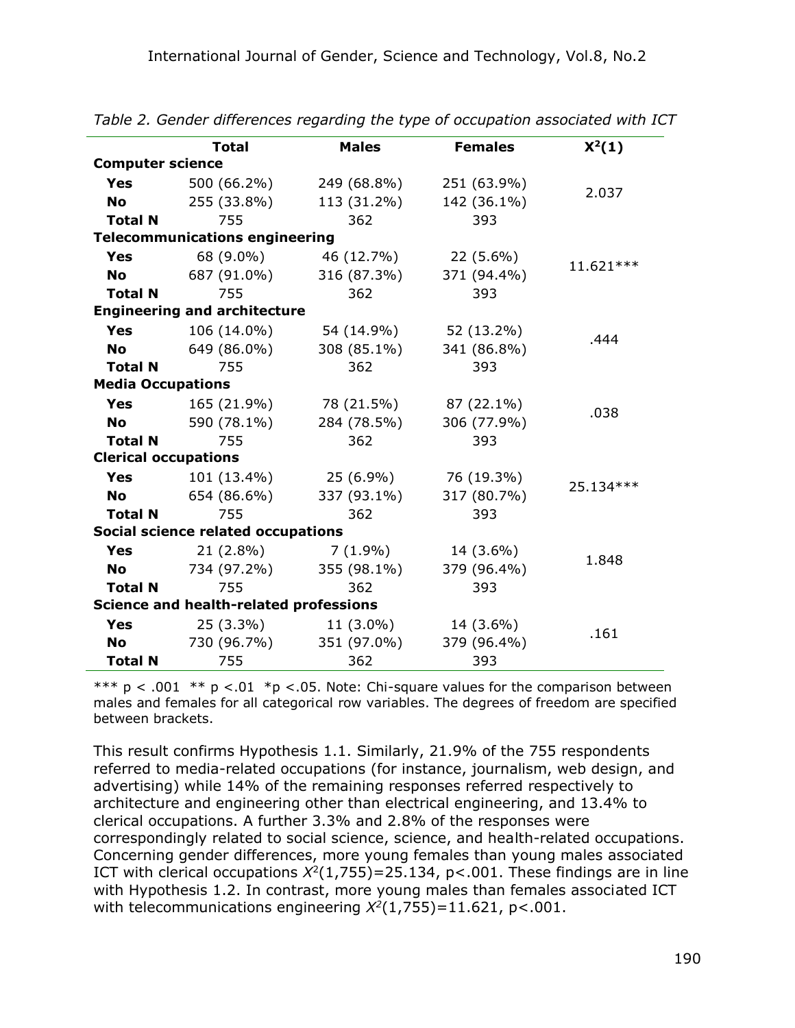*Table 2. Gender differences regarding the type of occupation associated with ICT*

| | Total | Males | Females | $X^2(1)$ |
|---|---|---|---|---|
| **Computer science** | | | | |
| **Yes** | 500 (66.2%) | 249 (68.8%) | 251 (63.9%) | 2.037 |
| **No** | 255 (33.8%) | 113 (31.2%) | 142 (36.1%) | |
| **Total N** | 755 | 362 | 393 | |
| **Telecommunications engineering** | | | | |
| **Yes** | 68 (9.0%) | 46 (12.7%) | 22 (5.6%) | 11.621*** |
| **No** | 687 (91.0%) | 316 (87.3%) | 371 (94.4%) | |
| **Total N** | 755 | 362 | 393 | |
| **Engineering and architecture** | | | | |
| **Yes** | 106 (14.0%) | 54 (14.9%) | 52 (13.2%) | .444 |
| **No** | 649 (86.0%) | 308 (85.1%) | 341 (86.8%) | |
| **Total N** | 755 | 362 | 393 | |
| **Media Occupations** | | | | |
| **Yes** | 165 (21.9%) | 78 (21.5%) | 87 (22.1%) | .038 |
| **No** | 590 (78.1%) | 284 (78.5%) | 306 (77.9%) | |
| **Total N** | 755 | 362 | 393 | |
| **Clerical occupations** | | | | |
| **Yes** | 101 (13.4%) | 25 (6.9%) | 76 (19.3%) | 25.134*** |
| **No** | 654 (86.6%) | 337 (93.1%) | 317 (80.7%) | |
| **Total N** | 755 | 362 | 393 | |
| **Social science related occupations** | | | | |
| **Yes** | 21 (2.8%) | 7 (1.9%) | 14 (3.6%) | 1.848 |
| **No** | 734 (97.2%) | 355 (98.1%) | 379 (96.4%) | |
| **Total N** | 755 | 362 | 393 | |
| **Science and health-related professions** | | | | |
| **Yes** | 25 (3.3%) | 11 (3.0%) | 14 (3.6%) | .161 |
| **No** | 730 (96.7%) | 351 (97.0%) | 379 (96.4%) | |
| **Total N** | 755 | 362 | 393 | |

*** $p < .001$ ** $p < .01$ *$p < .05$. Note: Chi-square values for the comparison between males and females for all categorical row variables. The degrees of freedom are specified between brackets.

This result confirms Hypothesis 1.1. Similarly, 21.9% of the 755 respondents referred to media-related occupations (for instance, journalism, web design, and advertising) while 14% of the remaining responses referred respectively to architecture and engineering other than electrical engineering, and 13.4% to clerical occupations. A further 3.3% and 2.8% of the responses were correspondingly related to social science, science, and health-related occupations. Concerning gender differences, more young females than young males associated ICT with clerical occupations $X^2(1,755)=25.134$, $p<.001$. These findings are in line with Hypothesis 1.2. In contrast, more young males than females associated ICT with telecommunications engineering $X^2(1,755)=11.621$, $p<.001$.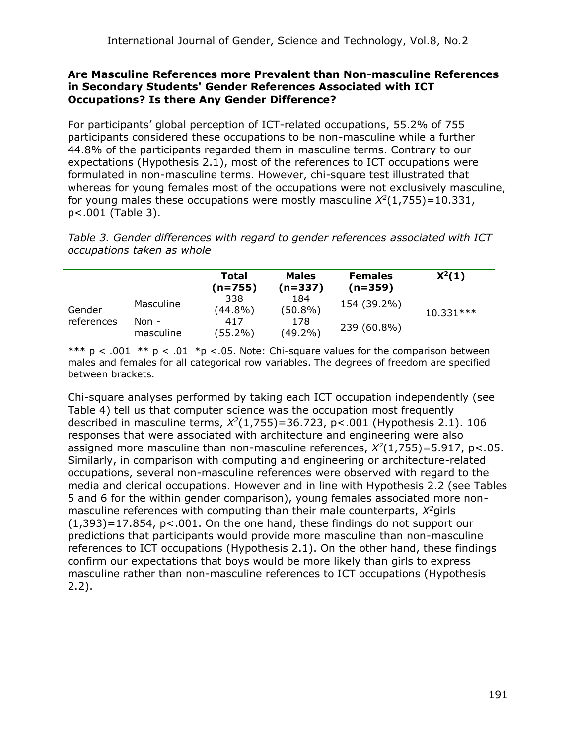### Are Masculine References more Prevalent than Non-masculine References in Secondary Students' Gender References Associated with ICT Occupations? Is there Any Gender Difference?

For participants' global perception of ICT-related occupations, 55.2% of 755 participants considered these occupations to be non-masculine while a further 44.8% of the participants regarded them in masculine terms. Contrary to our expectations (Hypothesis 2.1), most of the references to ICT occupations were formulated in non-masculine terms. However, chi-square test illustrated that whereas for young females most of the occupations were not exclusively masculine, for young males these occupations were mostly masculine $X^2(1,755)=10.331$, $p<.001$ (Table 3).

*Table 3. Gender differences with regard to gender references associated with ICT occupations taken as whole*

| | | Total (n=755) | Males (n=337) | Females (n=359) | $X^2(1)$ |
|---|---|---|---|---|---|
| Gender references | Masculine | 338 (44.8%) | 184 (50.8%) | 154 (39.2%) | 10.331*** |
| | Non - masculine | 417 (55.2%) | 178 (49.2%) | 239 (60.8%) | |

*** p < .001 ** p < .01 *p <.05. Note: Chi-square values for the comparison between males and females for all categorical row variables. The degrees of freedom are specified between brackets.

Chi-square analyses performed by taking each ICT occupation independently (see Table 4) tell us that computer science was the occupation most frequently described in masculine terms, $X^2(1,755)=36.723$, $p<.001$ (Hypothesis 2.1). 106 responses that were associated with architecture and engineering were also assigned more masculine than non-masculine references, $X^2(1,755)=5.917$, $p<.05$. Similarly, in comparison with computing and engineering or architecture-related occupations, several non-masculine references were observed with regard to the media and clerical occupations. However and in line with Hypothesis 2.2 (see Tables 5 and 6 for the within gender comparison), young females associated more non-masculine references with computing than their male counterparts, $X^2$girls $(1,393)=17.854$, $p<.001$. On the one hand, these findings do not support our predictions that participants would provide more masculine than non-masculine references to ICT occupations (Hypothesis 2.1). On the other hand, these findings confirm our expectations that boys would be more likely than girls to express masculine rather than non-masculine references to ICT occupations (Hypothesis 2.2).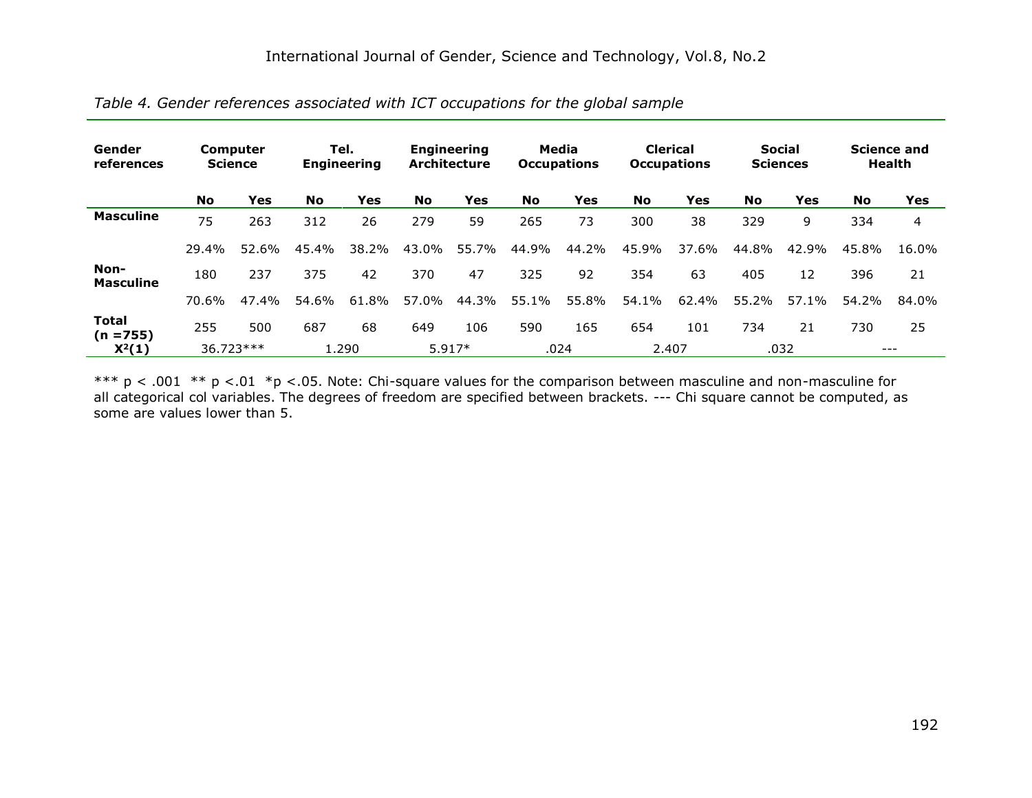*Table 4. Gender references associated with ICT occupations for the global sample*

| Gender references | Computer Science | | Tel. Engineering | | Engineering Architecture | | Media Occupations | | Clerical Occupations | | Social Sciences | | Science and Health | |
|---|---|---|---|---|---|---|---|---|---|---|---|---|---|---|
| | **No** | **Yes** | **No** | **Yes** | **No** | **Yes** | **No** | **Yes** | **No** | **Yes** | **No** | **Yes** | **No** | **Yes** |
| **Masculine** | 75 | 263 | 312 | 26 | 279 | 59 | 265 | 73 | 300 | 38 | 329 | 9 | 334 | 4 |
| | 29.4% | 52.6% | 45.4% | 38.2% | 43.0% | 55.7% | 44.9% | 44.2% | 45.9% | 37.6% | 44.8% | 42.9% | 45.8% | 16.0% |
| **Non-Masculine** | 180 | 237 | 375 | 42 | 370 | 47 | 325 | 92 | 354 | 63 | 405 | 12 | 396 | 21 |
| | 70.6% | 47.4% | 54.6% | 61.8% | 57.0% | 44.3% | 55.1% | 55.8% | 54.1% | 62.4% | 55.2% | 57.1% | 54.2% | 84.0% |
| **Total (n =755)** | 255 | 500 | 687 | 68 | 649 | 106 | 590 | 165 | 654 | 101 | 734 | 21 | 730 | 25 |
| **$X^2(1)$** | 36.723*** | | 1.290 | | 5.917* | | .024 | | 2.407 | | .032 | | --- | |

*** p < .001 ** p <.01 *p <.05. Note: Chi-square values for the comparison between masculine and non-masculine for all categorical col variables. The degrees of freedom are specified between brackets. --- Chi square cannot be computed, as some are values lower than 5.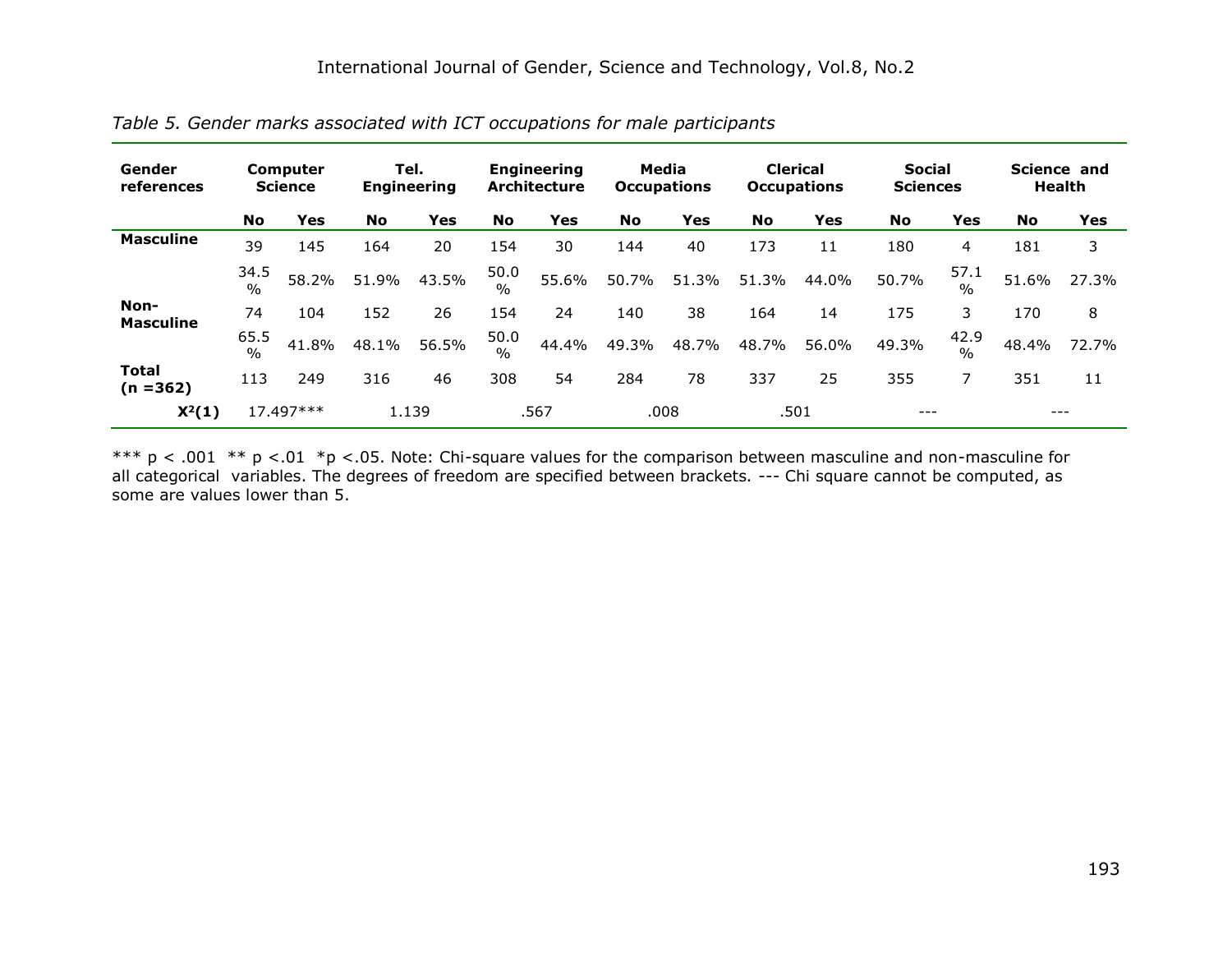*Table 5. Gender marks associated with ICT occupations for male participants*

| Gender references | Computer Science | | Tel. Engineering | | Engineering Architecture | | Media Occupations | | Clerical Occupations | | Social Sciences | | Science and Health | |
|---|---|---|---|---|---|---|---|---|---|---|---|---|---|---|
| | **No** | **Yes** | **No** | **Yes** | **No** | **Yes** | **No** | **Yes** | **No** | **Yes** | **No** | **Yes** | **No** | **Yes** |
| **Masculine** | 39 | 145 | 164 | 20 | 154 | 30 | 144 | 40 | 173 | 11 | 180 | 4 | 181 | 3 |
| | 34.5 % | 58.2% | 51.9% | 43.5% | 50.0 % | 55.6% | 50.7% | 51.3% | 51.3% | 44.0% | 50.7% | 57.1 % | 51.6% | 27.3% |
| **Non-Masculine** | 74 | 104 | 152 | 26 | 154 | 24 | 140 | 38 | 164 | 14 | 175 | 3 | 170 | 8 |
| | 65.5 % | 41.8% | 48.1% | 56.5% | 50.0 % | 44.4% | 49.3% | 48.7% | 48.7% | 56.0% | 49.3% | 42.9 % | 48.4% | 72.7% |
| **Total (n =362)** | 113 | 249 | 316 | 46 | 308 | 54 | 284 | 78 | 337 | 25 | 355 | 7 | 351 | 11 |
| **$X^2(1)$** | 17.497*** | | 1.139 | | .567 | | .008 | | .501 | | --- | | --- | |

*** p < .001 ** p <.01 *p <.05. Note: Chi-square values for the comparison between masculine and non-masculine for all categorical variables. The degrees of freedom are specified between brackets. --- Chi square cannot be computed, as some are values lower than 5.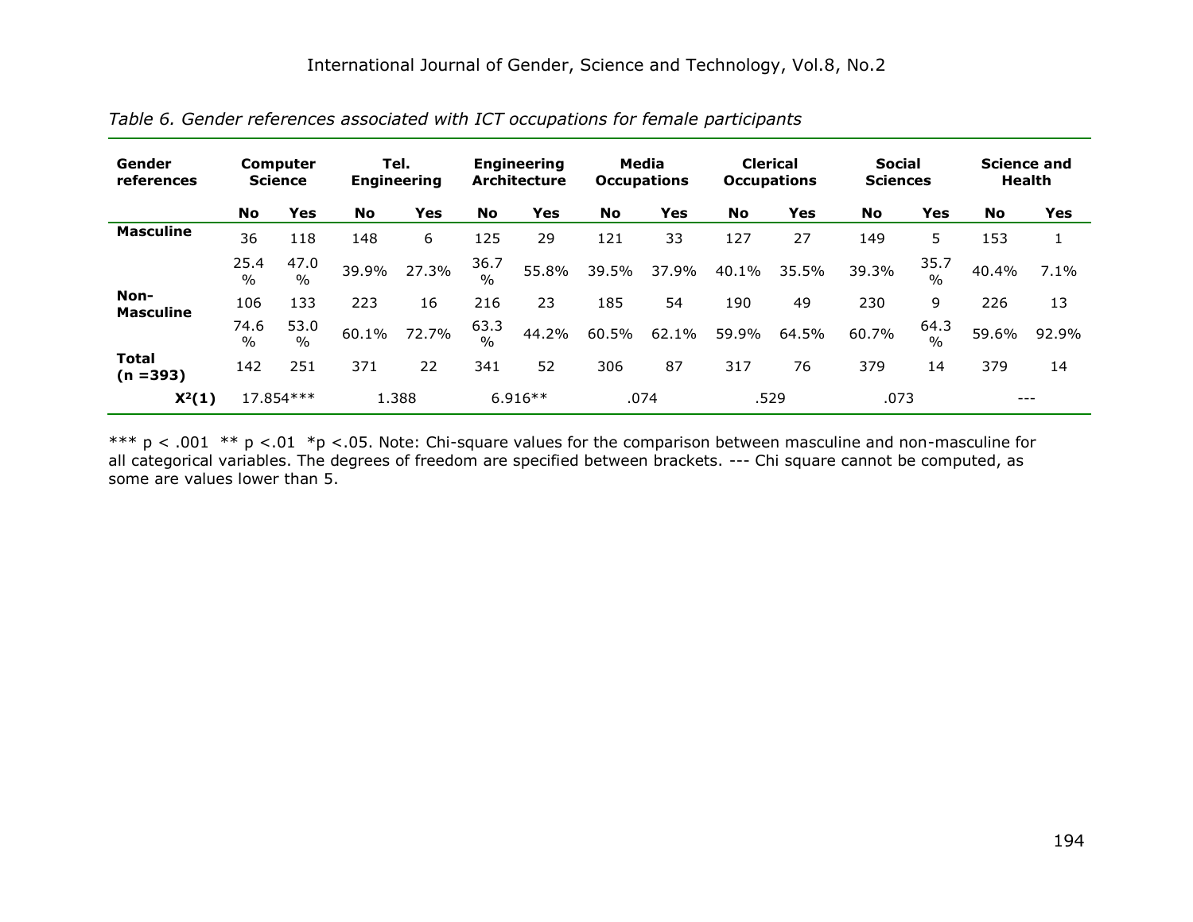*Table 6. Gender references associated with ICT occupations for female participants*

| Gender references | Computer Science | | Tel. Engineering | | Engineering Architecture | | Media Occupations | | Clerical Occupations | | Social Sciences | | Science and Health | |
|---|---|---|---|---|---|---|---|---|---|---|---|---|---|---|
| | **No** | **Yes** | **No** | **Yes** | **No** | **Yes** | **No** | **Yes** | **No** | **Yes** | **No** | **Yes** | **No** | **Yes** |
| **Masculine** | 36 | 118 | 148 | 6 | 125 | 29 | 121 | 33 | 127 | 27 | 149 | 5 | 153 | 1 |
| | 25.4 % | 47.0 % | 39.9% | 27.3% | 36.7 % | 55.8% | 39.5% | 37.9% | 40.1% | 35.5% | 39.3% | 35.7 % | 40.4% | 7.1% |
| **Non-Masculine** | 106 | 133 | 223 | 16 | 216 | 23 | 185 | 54 | 190 | 49 | 230 | 9 | 226 | 13 |
| | 74.6 % | 53.0 % | 60.1% | 72.7% | 63.3 % | 44.2% | 60.5% | 62.1% | 59.9% | 64.5% | 60.7% | 64.3 % | 59.6% | 92.9% |
| **Total (n =393)** | 142 | 251 | 371 | 22 | 341 | 52 | 306 | 87 | 317 | 76 | 379 | 14 | 379 | 14 |
| $X^2(1)$ | 17.854*** | | 1.388 | | 6.916** | | .074 | | .529 | | .073 | | --- | |

*** p < .001 ** p <.01 *p <.05. Note: Chi-square values for the comparison between masculine and non-masculine for all categorical variables. The degrees of freedom are specified between brackets. --- Chi square cannot be computed, as some are values lower than 5.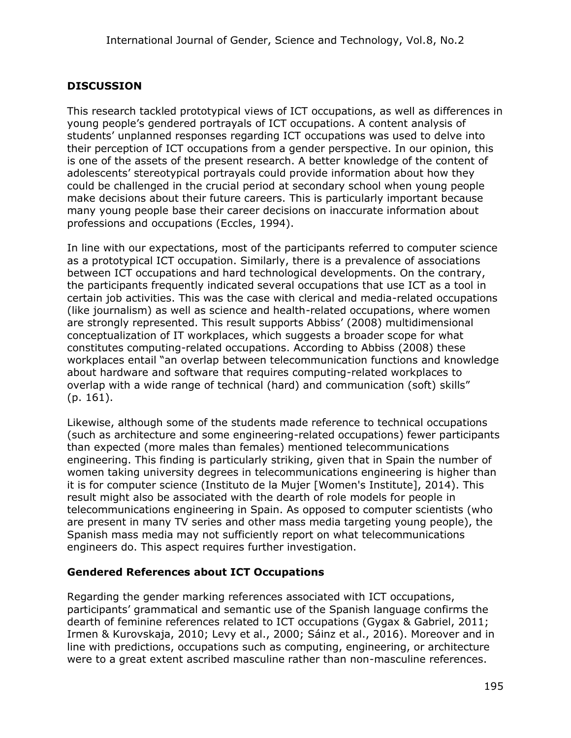## DISCUSSION

This research tackled prototypical views of ICT occupations, as well as differences in young people's gendered portrayals of ICT occupations. A content analysis of students' unplanned responses regarding ICT occupations was used to delve into their perception of ICT occupations from a gender perspective. In our opinion, this is one of the assets of the present research. A better knowledge of the content of adolescents' stereotypical portrayals could provide information about how they could be challenged in the crucial period at secondary school when young people make decisions about their future careers. This is particularly important because many young people base their career decisions on inaccurate information about professions and occupations (Eccles, 1994).

In line with our expectations, most of the participants referred to computer science as a prototypical ICT occupation. Similarly, there is a prevalence of associations between ICT occupations and hard technological developments. On the contrary, the participants frequently indicated several occupations that use ICT as a tool in certain job activities. This was the case with clerical and media-related occupations (like journalism) as well as science and health-related occupations, where women are strongly represented. This result supports Abbiss' (2008) multidimensional conceptualization of IT workplaces, which suggests a broader scope for what constitutes computing-related occupations. According to Abbiss (2008) these workplaces entail "an overlap between telecommunication functions and knowledge about hardware and software that requires computing-related workplaces to overlap with a wide range of technical (hard) and communication (soft) skills" (p. 161).

Likewise, although some of the students made reference to technical occupations (such as architecture and some engineering-related occupations) fewer participants than expected (more males than females) mentioned telecommunications engineering. This finding is particularly striking, given that in Spain the number of women taking university degrees in telecommunications engineering is higher than it is for computer science (Instituto de la Mujer [Women's Institute], 2014). This result might also be associated with the dearth of role models for people in telecommunications engineering in Spain. As opposed to computer scientists (who are present in many TV series and other mass media targeting young people), the Spanish mass media may not sufficiently report on what telecommunications engineers do. This aspect requires further investigation.

### Gendered References about ICT Occupations

Regarding the gender marking references associated with ICT occupations, participants' grammatical and semantic use of the Spanish language confirms the dearth of feminine references related to ICT occupations (Gygax & Gabriel, 2011; Irmen & Kurovskaja, 2010; Levy et al., 2000; Sáinz et al., 2016). Moreover and in line with predictions, occupations such as computing, engineering, or architecture were to a great extent ascribed masculine rather than non-masculine references.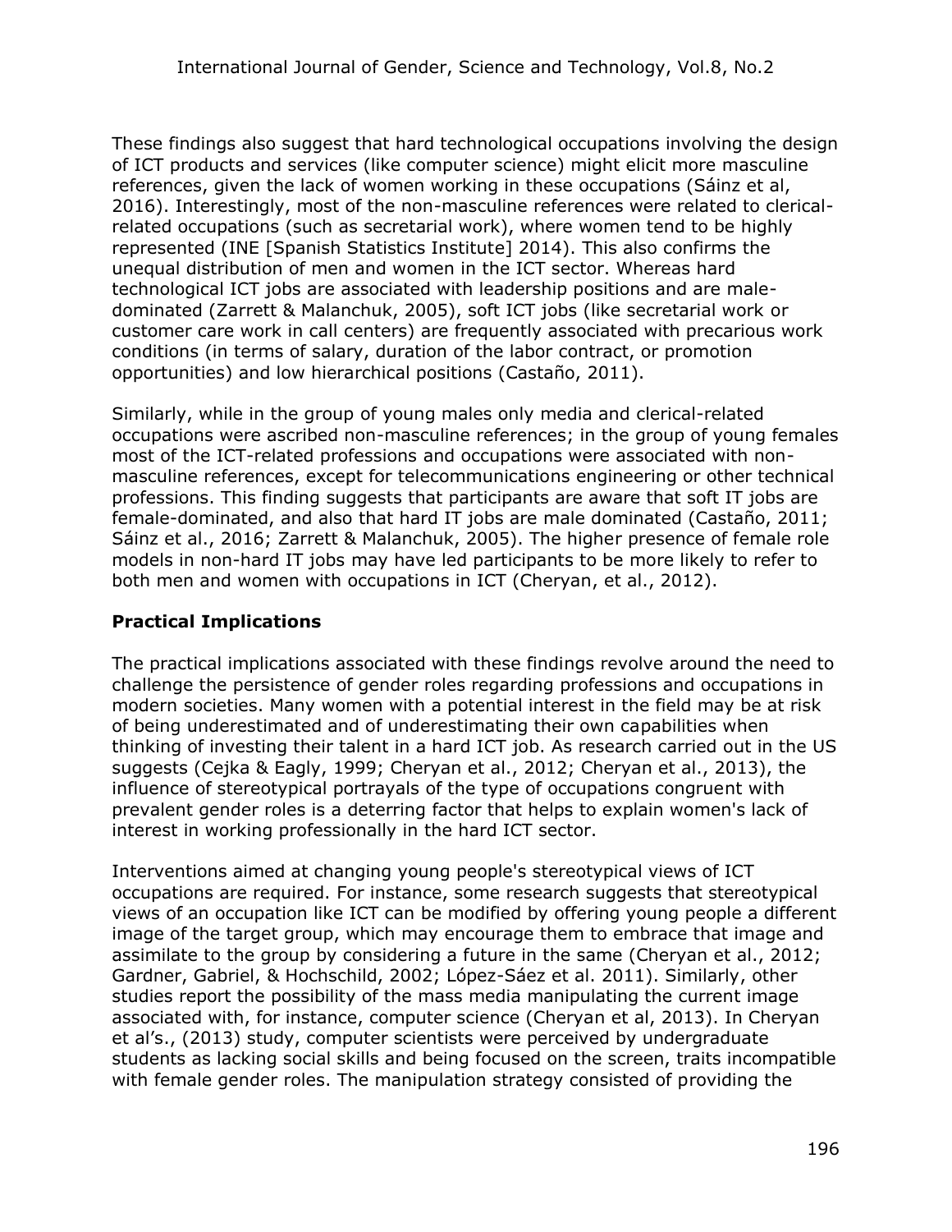These findings also suggest that hard technological occupations involving the design of ICT products and services (like computer science) might elicit more masculine references, given the lack of women working in these occupations (Sáinz et al, 2016). Interestingly, most of the non-masculine references were related to clerical-related occupations (such as secretarial work), where women tend to be highly represented (INE [Spanish Statistics Institute] 2014). This also confirms the unequal distribution of men and women in the ICT sector. Whereas hard technological ICT jobs are associated with leadership positions and are male-dominated (Zarrett & Malanchuk, 2005), soft ICT jobs (like secretarial work or customer care work in call centers) are frequently associated with precarious work conditions (in terms of salary, duration of the labor contract, or promotion opportunities) and low hierarchical positions (Castaño, 2011).

Similarly, while in the group of young males only media and clerical-related occupations were ascribed non-masculine references; in the group of young females most of the ICT-related professions and occupations were associated with non-masculine references, except for telecommunications engineering or other technical professions. This finding suggests that participants are aware that soft IT jobs are female-dominated, and also that hard IT jobs are male dominated (Castaño, 2011; Sáinz et al., 2016; Zarrett & Malanchuk, 2005). The higher presence of female role models in non-hard IT jobs may have led participants to be more likely to refer to both men and women with occupations in ICT (Cheryan, et al., 2012).

## Practical Implications

The practical implications associated with these findings revolve around the need to challenge the persistence of gender roles regarding professions and occupations in modern societies. Many women with a potential interest in the field may be at risk of being underestimated and of underestimating their own capabilities when thinking of investing their talent in a hard ICT job. As research carried out in the US suggests (Cejka & Eagly, 1999; Cheryan et al., 2012; Cheryan et al., 2013), the influence of stereotypical portrayals of the type of occupations congruent with prevalent gender roles is a deterring factor that helps to explain women's lack of interest in working professionally in the hard ICT sector.

Interventions aimed at changing young people's stereotypical views of ICT occupations are required. For instance, some research suggests that stereotypical views of an occupation like ICT can be modified by offering young people a different image of the target group, which may encourage them to embrace that image and assimilate to the group by considering a future in the same (Cheryan et al., 2012; Gardner, Gabriel, & Hochschild, 2002; López-Sáez et al. 2011). Similarly, other studies report the possibility of the mass media manipulating the current image associated with, for instance, computer science (Cheryan et al, 2013). In Cheryan et al's., (2013) study, computer scientists were perceived by undergraduate students as lacking social skills and being focused on the screen, traits incompatible with female gender roles. The manipulation strategy consisted of providing the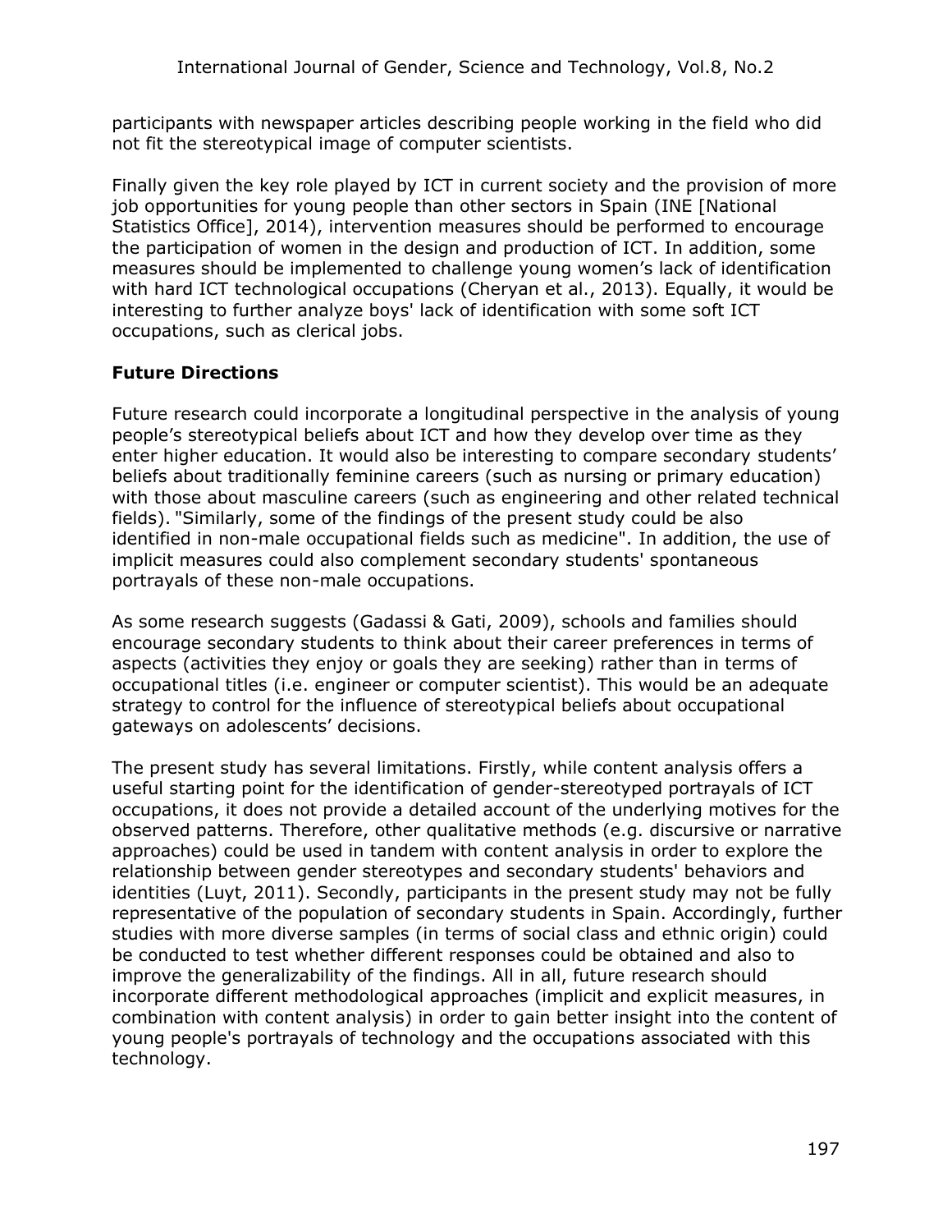participants with newspaper articles describing people working in the field who did not fit the stereotypical image of computer scientists.

Finally given the key role played by ICT in current society and the provision of more job opportunities for young people than other sectors in Spain (INE [National Statistics Office], 2014), intervention measures should be performed to encourage the participation of women in the design and production of ICT. In addition, some measures should be implemented to challenge young women's lack of identification with hard ICT technological occupations (Cheryan et al., 2013). Equally, it would be interesting to further analyze boys' lack of identification with some soft ICT occupations, such as clerical jobs.

## Future Directions

Future research could incorporate a longitudinal perspective in the analysis of young people's stereotypical beliefs about ICT and how they develop over time as they enter higher education. It would also be interesting to compare secondary students' beliefs about traditionally feminine careers (such as nursing or primary education) with those about masculine careers (such as engineering and other related technical fields). "Similarly, some of the findings of the present study could be also identified in non-male occupational fields such as medicine". In addition, the use of implicit measures could also complement secondary students' spontaneous portrayals of these non-male occupations.

As some research suggests (Gadassi & Gati, 2009), schools and families should encourage secondary students to think about their career preferences in terms of aspects (activities they enjoy or goals they are seeking) rather than in terms of occupational titles (i.e. engineer or computer scientist). This would be an adequate strategy to control for the influence of stereotypical beliefs about occupational gateways on adolescents' decisions.

The present study has several limitations. Firstly, while content analysis offers a useful starting point for the identification of gender-stereotyped portrayals of ICT occupations, it does not provide a detailed account of the underlying motives for the observed patterns. Therefore, other qualitative methods (e.g. discursive or narrative approaches) could be used in tandem with content analysis in order to explore the relationship between gender stereotypes and secondary students' behaviors and identities (Luyt, 2011). Secondly, participants in the present study may not be fully representative of the population of secondary students in Spain. Accordingly, further studies with more diverse samples (in terms of social class and ethnic origin) could be conducted to test whether different responses could be obtained and also to improve the generalizability of the findings. All in all, future research should incorporate different methodological approaches (implicit and explicit measures, in combination with content analysis) in order to gain better insight into the content of young people's portrayals of technology and the occupations associated with this technology.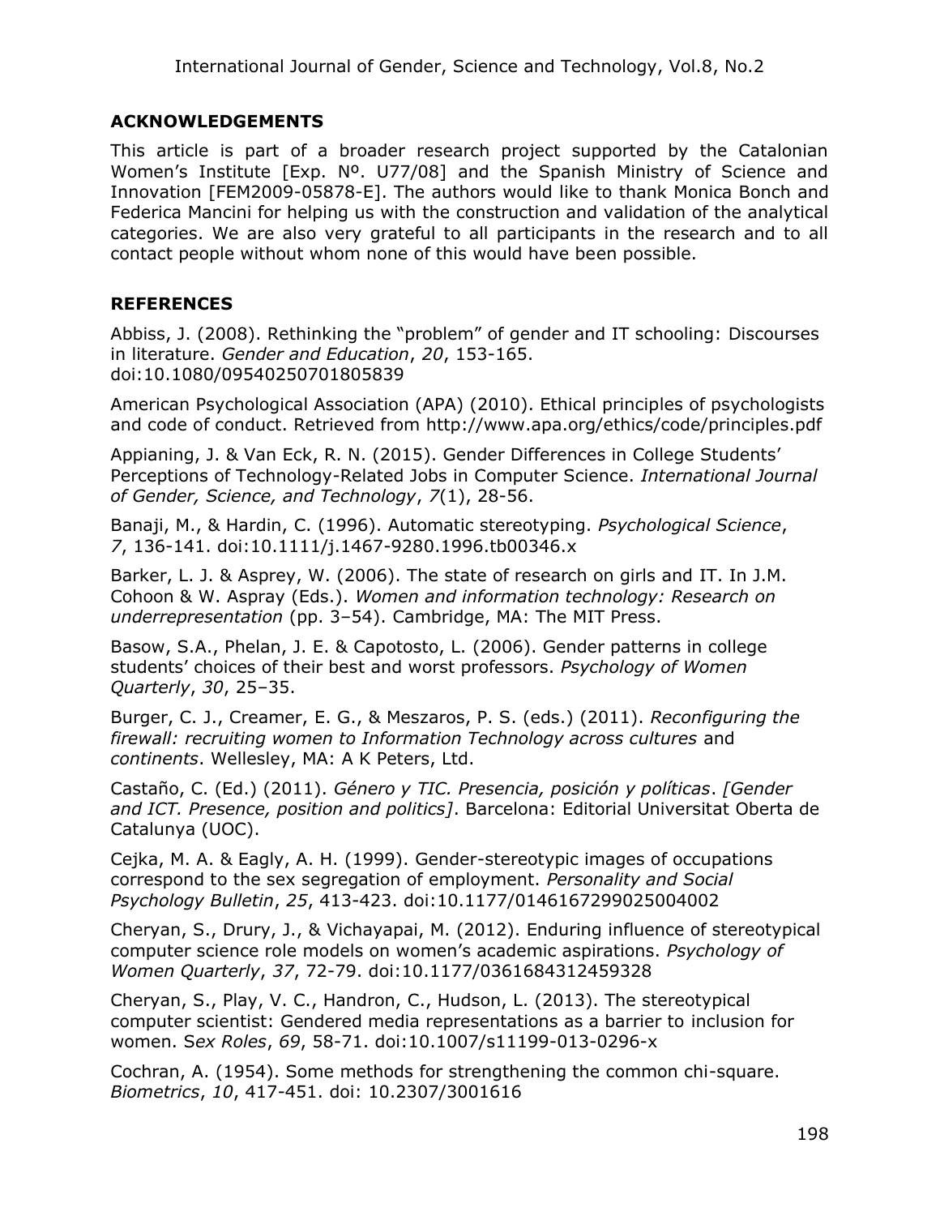## ACKNOWLEDGEMENTS

This article is part of a broader research project supported by the Catalonian Women's Institute [Exp. Nº. U77/08] and the Spanish Ministry of Science and Innovation [FEM2009-05878-E]. The authors would like to thank Monica Bonch and Federica Mancini for helping us with the construction and validation of the analytical categories. We are also very grateful to all participants in the research and to all contact people without whom none of this would have been possible.

## REFERENCES

Abbiss, J. (2008). Rethinking the "problem" of gender and IT schooling: Discourses in literature. *Gender and Education*, *20*, 153-165. doi:10.1080/09540250701805839

American Psychological Association (APA) (2010). Ethical principles of psychologists and code of conduct. Retrieved from http://www.apa.org/ethics/code/principles.pdf

Appianing, J. & Van Eck, R. N. (2015). Gender Differences in College Students' Perceptions of Technology-Related Jobs in Computer Science. *International Journal of Gender, Science, and Technology*, *7*(1), 28-56.

Banaji, M., & Hardin, C. (1996). Automatic stereotyping. *Psychological Science*, *7*, 136-141. doi:10.1111/j.1467-9280.1996.tb00346.x

Barker, L. J. & Asprey, W. (2006). The state of research on girls and IT. In J.M. Cohoon & W. Aspray (Eds.). *Women and information technology: Research on underrepresentation* (pp. 3–54). Cambridge, MA: The MIT Press.

Basow, S.A., Phelan, J. E. & Capotosto, L. (2006). Gender patterns in college students' choices of their best and worst professors. *Psychology of Women Quarterly*, *30*, 25–35.

Burger, C. J., Creamer, E. G., & Meszaros, P. S. (eds.) (2011). *Reconfiguring the firewall: recruiting women to Information Technology across cultures* and *continents*. Wellesley, MA: A K Peters, Ltd.

Castaño, C. (Ed.) (2011). *Género y TIC. Presencia, posición y políticas*. *[Gender and ICT. Presence, position and politics]*. Barcelona: Editorial Universitat Oberta de Catalunya (UOC).

Cejka, M. A. & Eagly, A. H. (1999). Gender-stereotypic images of occupations correspond to the sex segregation of employment. *Personality and Social Psychology Bulletin*, *25*, 413-423. doi:10.1177/0146167299025004002

Cheryan, S., Drury, J., & Vichayapai, M. (2012). Enduring influence of stereotypical computer science role models on women's academic aspirations. *Psychology of Women Quarterly*, *37*, 72-79. doi:10.1177/0361684312459328

Cheryan, S., Play, V. C., Handron, C., Hudson, L. (2013). The stereotypical computer scientist: Gendered media representations as a barrier to inclusion for women. *Sex Roles*, *69*, 58-71. doi:10.1007/s11199-013-0296-x

Cochran, A. (1954). Some methods for strengthening the common chi-square. *Biometrics*, *10*, 417-451. doi: 10.2307/3001616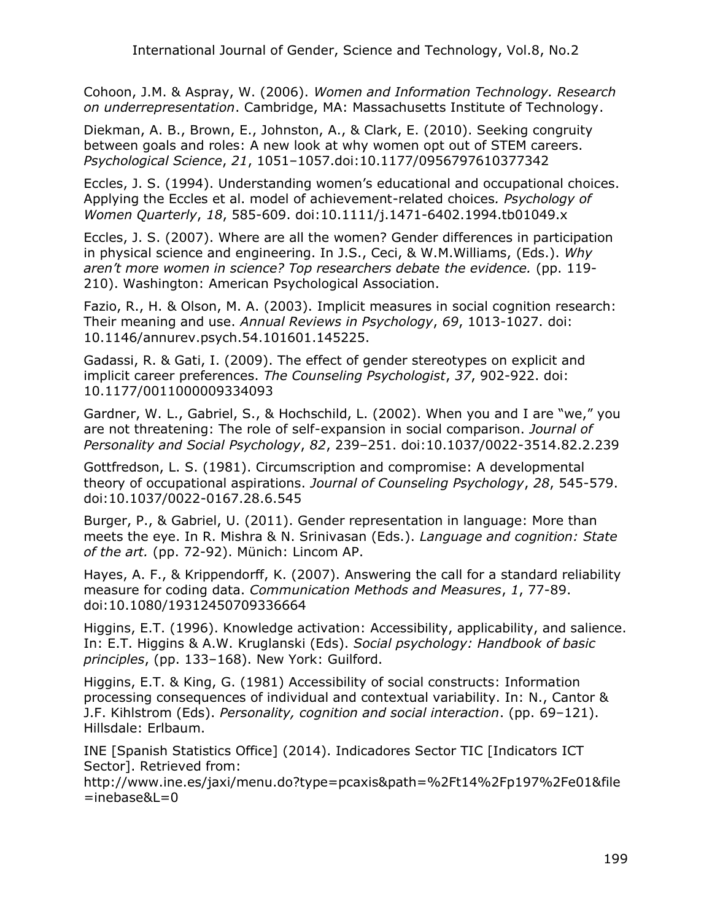Cohoon, J.M. & Aspray, W. (2006). *Women and Information Technology. Research on underrepresentation*. Cambridge, MA: Massachusetts Institute of Technology.

Diekman, A. B., Brown, E., Johnston, A., & Clark, E. (2010). Seeking congruity between goals and roles: A new look at why women opt out of STEM careers. *Psychological Science*, *21*, 1051–1057.doi:10.1177/0956797610377342

Eccles, J. S. (1994). Understanding women's educational and occupational choices. Applying the Eccles et al. model of achievement-related choices*. Psychology of Women Quarterly*, *18*, 585-609. doi:10.1111/j.1471-6402.1994.tb01049.x

Eccles, J. S. (2007). Where are all the women? Gender differences in participation in physical science and engineering. In J.S., Ceci, & W.M.Williams, (Eds.). *Why aren't more women in science? Top researchers debate the evidence.* (pp. 119-210). Washington: American Psychological Association.

Fazio, R., H. & Olson, M. A. (2003). Implicit measures in social cognition research: Their meaning and use. *Annual Reviews in Psychology*, *69*, 1013-1027. doi: 10.1146/annurev.psych.54.101601.145225.

Gadassi, R. & Gati, I. (2009). The effect of gender stereotypes on explicit and implicit career preferences. *The Counseling Psychologist*, *37*, 902-922. doi: 10.1177/0011000009334093

Gardner, W. L., Gabriel, S., & Hochschild, L. (2002). When you and I are "we," you are not threatening: The role of self-expansion in social comparison. *Journal of Personality and Social Psychology*, *82*, 239–251. doi:10.1037/0022-3514.82.2.239

Gottfredson, L. S. (1981). Circumscription and compromise: A developmental theory of occupational aspirations. *Journal of Counseling Psychology*, *28*, 545-579. doi:10.1037/0022-0167.28.6.545

Burger, P., & Gabriel, U. (2011). Gender representation in language: More than meets the eye. In R. Mishra & N. Srinivasan (Eds.). *Language and cognition: State of the art.* (pp. 72-92). Münich: Lincom AP.

Hayes, A. F., & Krippendorff, K. (2007). Answering the call for a standard reliability measure for coding data. *Communication Methods and Measures*, *1*, 77-89. doi:10.1080/19312450709336664

Higgins, E.T. (1996). Knowledge activation: Accessibility, applicability, and salience. In: E.T. Higgins & A.W. Kruglanski (Eds). *Social psychology: Handbook of basic principles*, (pp. 133–168). New York: Guilford.

Higgins, E.T. & King, G. (1981) Accessibility of social constructs: Information processing consequences of individual and contextual variability. In: N., Cantor & J.F. Kihlstrom (Eds). *Personality, cognition and social interaction*. (pp. 69–121). Hillsdale: Erlbaum.

INE [Spanish Statistics Office] (2014). Indicadores Sector TIC [Indicators ICT Sector]. Retrieved from: http://www.ine.es/jaxi/menu.do?type=pcaxis&path=%2Ft14%2Fp197%2Fe01&file=inebase&L=0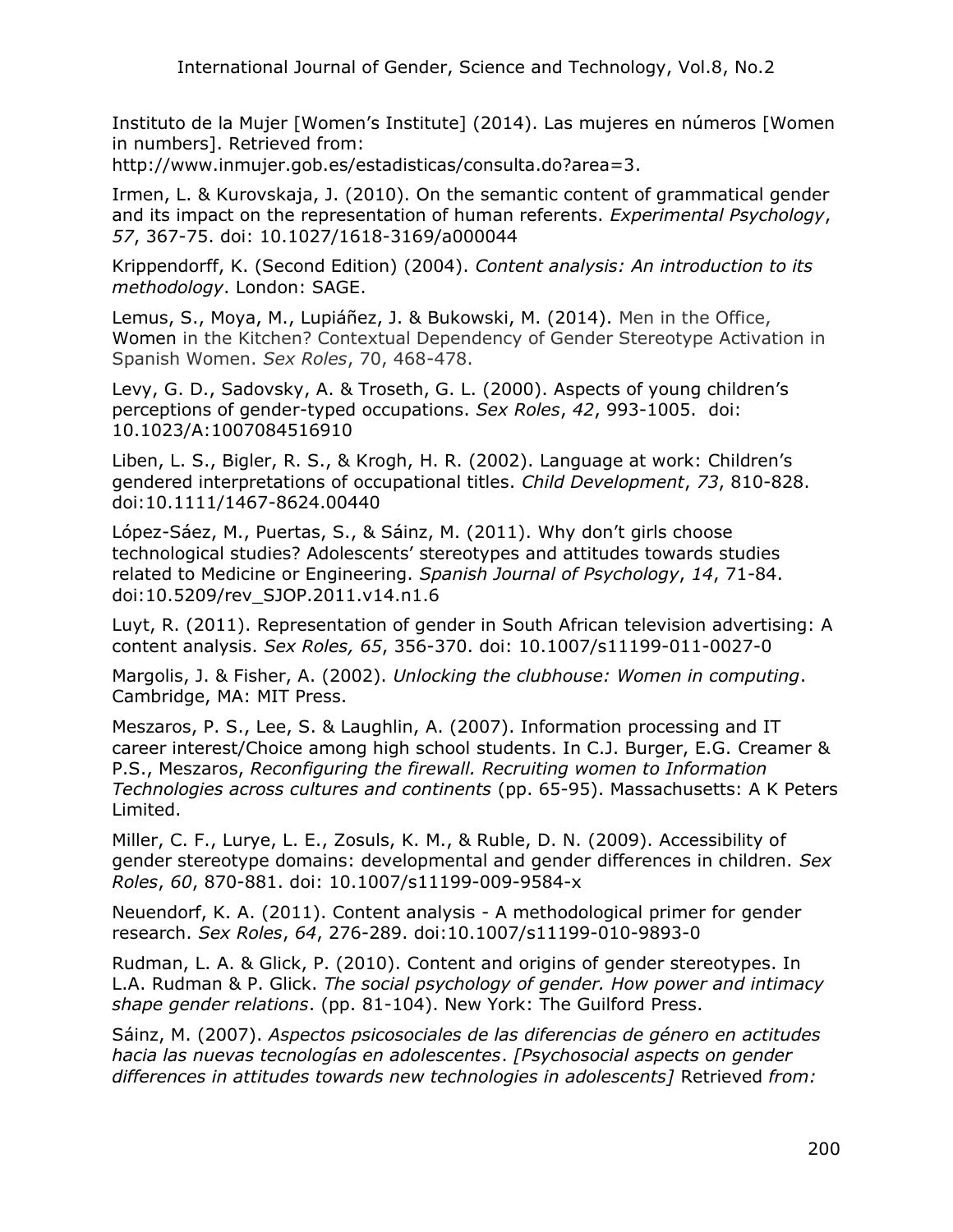Instituto de la Mujer [Women's Institute] (2014). Las mujeres en números [Women in numbers]. Retrieved from: http://www.inmujer.gob.es/estadisticas/consulta.do?area=3.

Irmen, L. & Kurovskaja, J. (2010). On the semantic content of grammatical gender and its impact on the representation of human referents. *Experimental Psychology*, *57*, 367-75. doi: 10.1027/1618-3169/a000044

Krippendorff, K. (Second Edition) (2004). *Content analysis: An introduction to its methodology*. London: SAGE.

Lemus, S., Moya, M., Lupiáñez, J. & Bukowski, M. (2014). Men in the Office, Women in the Kitchen? Contextual Dependency of Gender Stereotype Activation in Spanish Women. *Sex Roles*, 70, 468-478.

Levy, G. D., Sadovsky, A. & Troseth, G. L. (2000). Aspects of young children's perceptions of gender-typed occupations. *Sex Roles*, *42*, 993-1005. doi: 10.1023/A:1007084516910

Liben, L. S., Bigler, R. S., & Krogh, H. R. (2002). Language at work: Children's gendered interpretations of occupational titles. *Child Development*, *73*, 810-828. doi:10.1111/1467-8624.00440

López-Sáez, M., Puertas, S., & Sáinz, M. (2011). Why don't girls choose technological studies? Adolescents' stereotypes and attitudes towards studies related to Medicine or Engineering. *Spanish Journal of Psychology*, *14*, 71-84. doi:10.5209/rev_SJOP.2011.v14.n1.6

Luyt, R. (2011). Representation of gender in South African television advertising: A content analysis. *Sex Roles, 65*, 356-370. doi: 10.1007/s11199-011-0027-0

Margolis, J. & Fisher, A. (2002). *Unlocking the clubhouse: Women in computing*. Cambridge, MA: MIT Press.

Meszaros, P. S., Lee, S. & Laughlin, A. (2007). Information processing and IT career interest/Choice among high school students. In C.J. Burger, E.G. Creamer & P.S., Meszaros, *Reconfiguring the firewall. Recruiting women to Information Technologies across cultures and continents* (pp. 65-95). Massachusetts: A K Peters Limited.

Miller, C. F., Lurye, L. E., Zosuls, K. M., & Ruble, D. N. (2009). Accessibility of gender stereotype domains: developmental and gender differences in children. *Sex Roles*, *60*, 870-881. doi: 10.1007/s11199-009-9584-x

Neuendorf, K. A. (2011). Content analysis - A methodological primer for gender research. *Sex Roles*, *64*, 276-289. doi:10.1007/s11199-010-9893-0

Rudman, L. A. & Glick, P. (2010). Content and origins of gender stereotypes. In L.A. Rudman & P. Glick. *The social psychology of gender. How power and intimacy shape gender relations*. (pp. 81-104). New York: The Guilford Press.

Sáinz, M. (2007). *Aspectos psicosociales de las diferencias de género en actitudes hacia las nuevas tecnologías en adolescentes*. *[Psychosocial aspects on gender differences in attitudes towards new technologies in adolescents]* Retrieved *from:*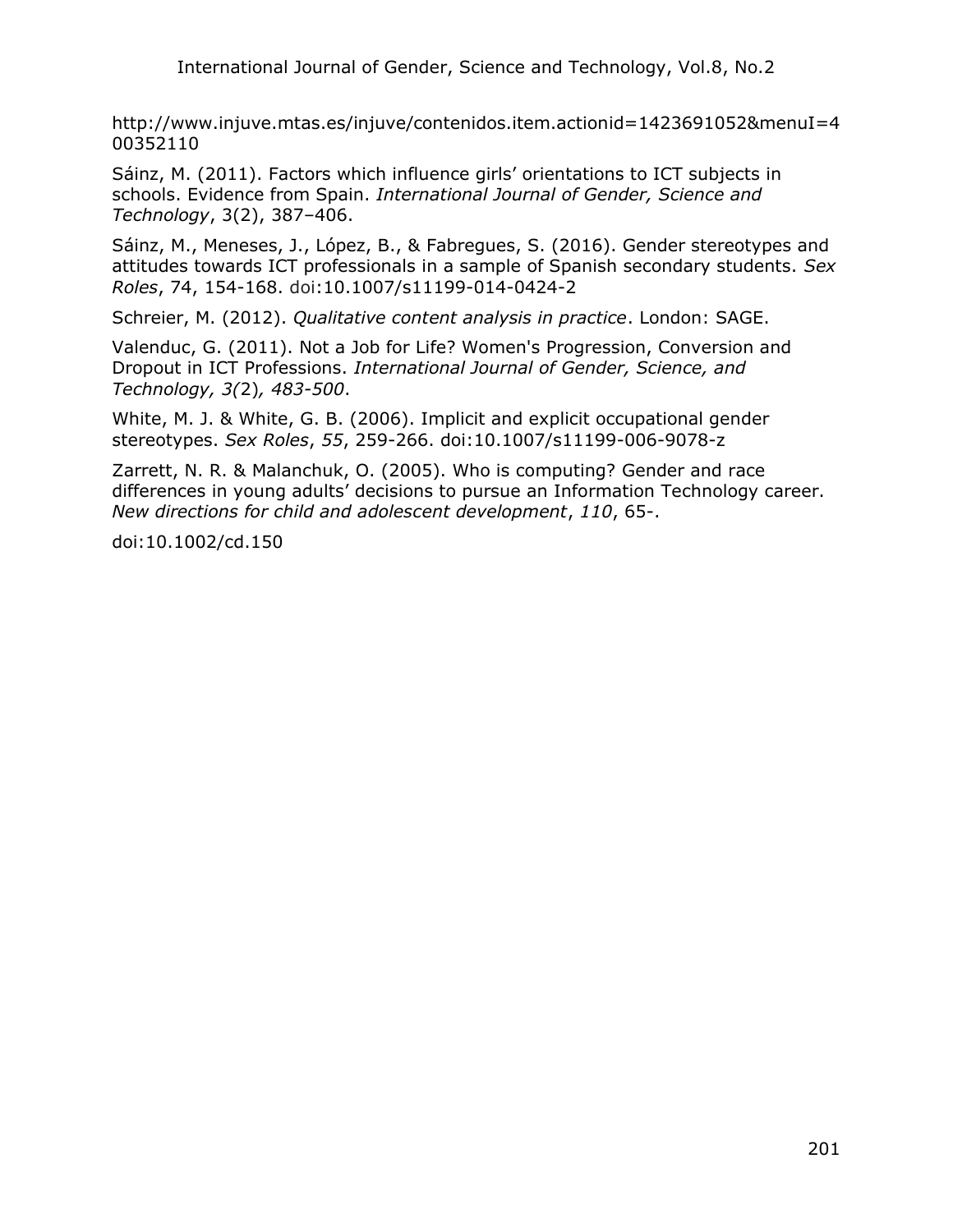http://www.injuve.mtas.es/injuve/contenidos.item.actionid=1423691052&menuI=400352110

Sáinz, M. (2011). Factors which influence girls' orientations to ICT subjects in schools. Evidence from Spain. *International Journal of Gender, Science and Technology*, 3(2), 387–406.

Sáinz, M., Meneses, J., López, B., & Fabregues, S. (2016). Gender stereotypes and attitudes towards ICT professionals in a sample of Spanish secondary students. *Sex Roles*, 74, 154-168. doi:10.1007/s11199-014-0424-2

Schreier, M. (2012). *Qualitative content analysis in practice*. London: SAGE.

Valenduc, G. (2011). Not a Job for Life? Women's Progression, Conversion and Dropout in ICT Professions. *International Journal of Gender, Science, and Technology, 3(*2)*, 483-500*.

White, M. J. & White, G. B. (2006). Implicit and explicit occupational gender stereotypes. *Sex Roles*, *55*, 259-266. doi:10.1007/s11199-006-9078-z

Zarrett, N. R. & Malanchuk, O. (2005). Who is computing? Gender and race differences in young adults' decisions to pursue an Information Technology career. *New directions for child and adolescent development*, *110*, 65-.

doi:10.1002/cd.150